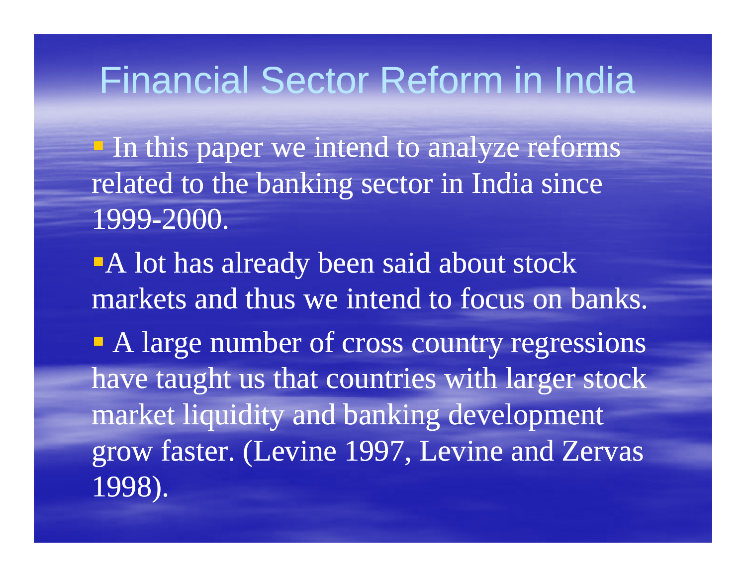# Financial Sector Reform in India

- In this paper we intend to analyze reforms related to the banking sector in India since 1999-2000.
- A lot has already been said about stock markets and thus we intend to focus on banks.
- A large number of cross country regressions have taught us that countries with larger stock market liquidity and banking development grow faster. (Levine 1997, Levine and Zervas 1998).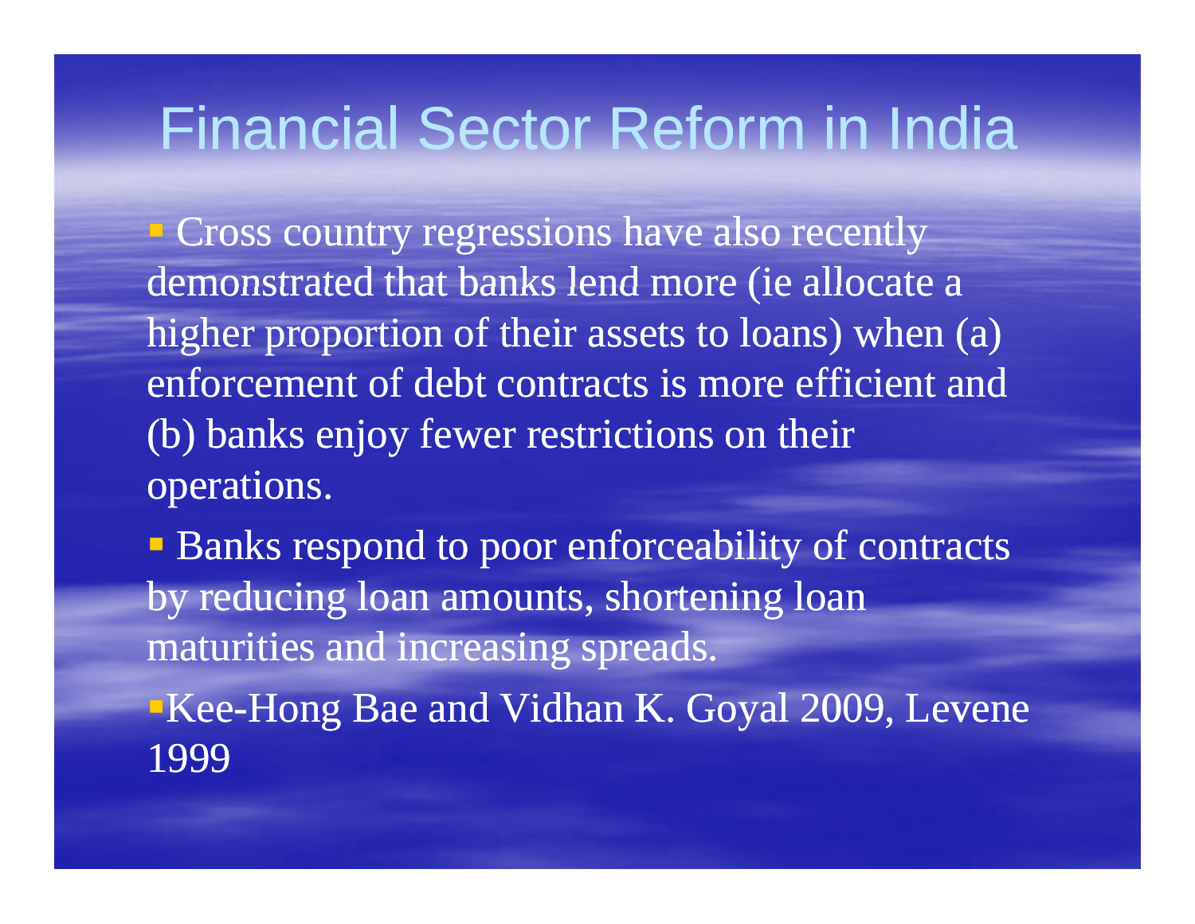# Financial Sector Reform in India

- Cross country regressions have also recently demonstrated that banks lend more (ie allocate a higher proportion of their assets to loans) when (a) enforcement of debt contracts is more efficient and (b) banks enjoy fewer restrictions on their operations.
- Banks respond to poor enforceability of contracts by reducing loan amounts, shortening loan maturities and increasing spreads.
- Kee-Hong Bae and Vidhan K. Goyal 2009, Levene 1999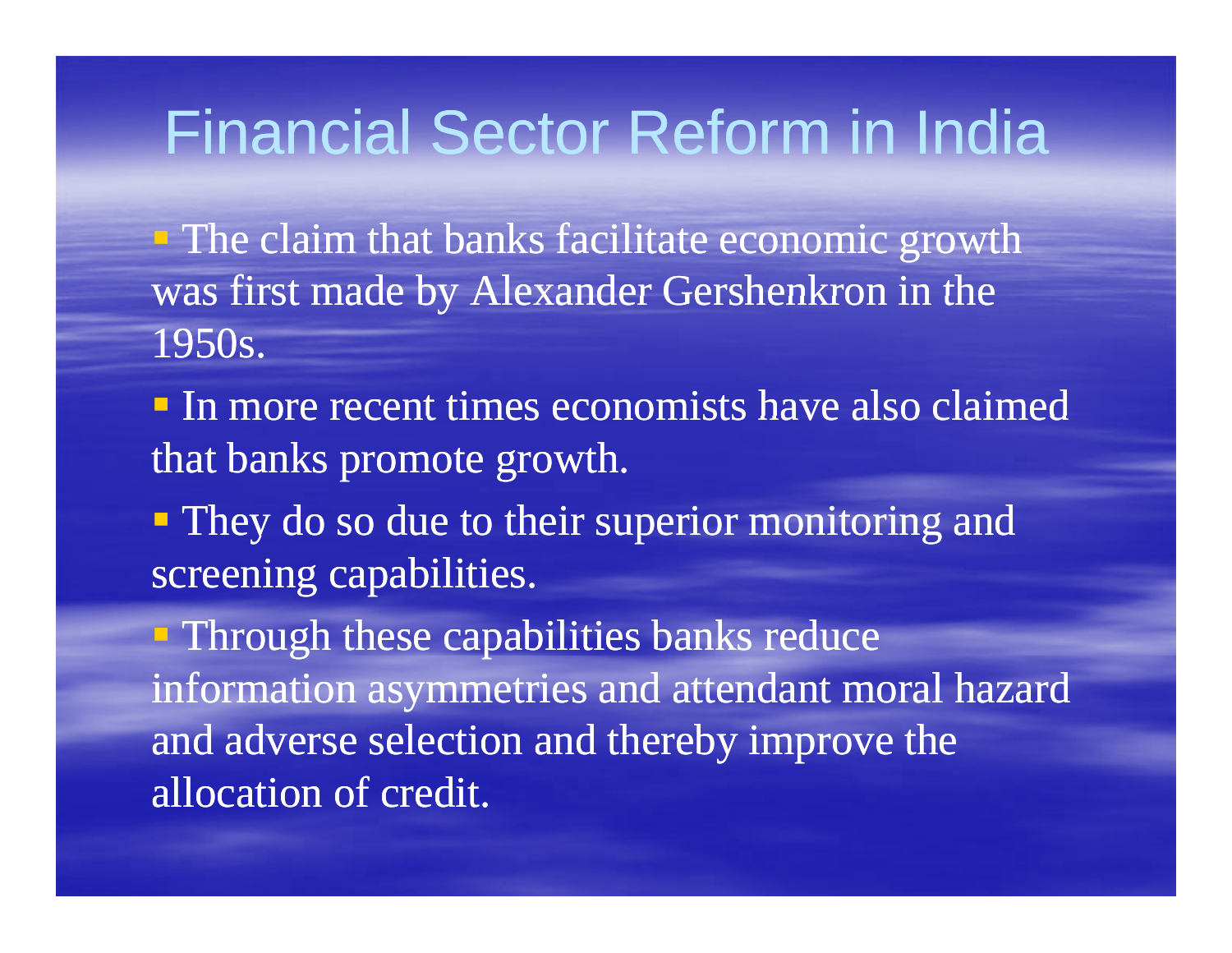# Financial Sector Reform in India

- The claim that banks facilitate economic growth was first made by Alexander Gershenkron in the 1950s.
- In more recent times economists have also claimed that banks promote growth.
- They do so due to their superior monitoring and screening capabilities.
- Through these capabilities banks reduce information asymmetries and attendant moral hazard and adverse selection and thereby improve the allocation of credit.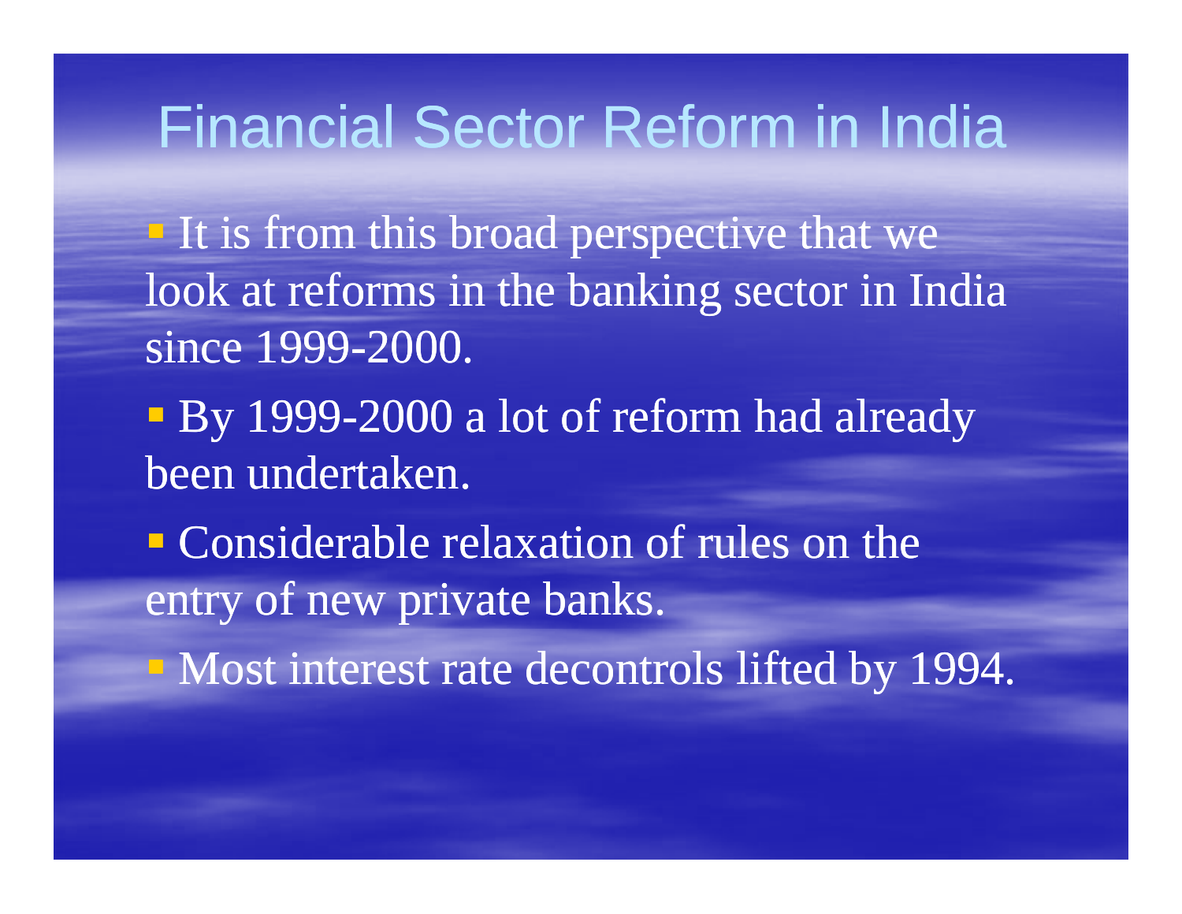# Financial Sector Reform in India

- It is from this broad perspective that we look at reforms in the banking sector in India since 1999-2000.
- By 1999-2000 a lot of reform had already been undertaken.
- Considerable relaxation of rules on the entry of new private banks.
- Most interest rate decontrols lifted by 1994.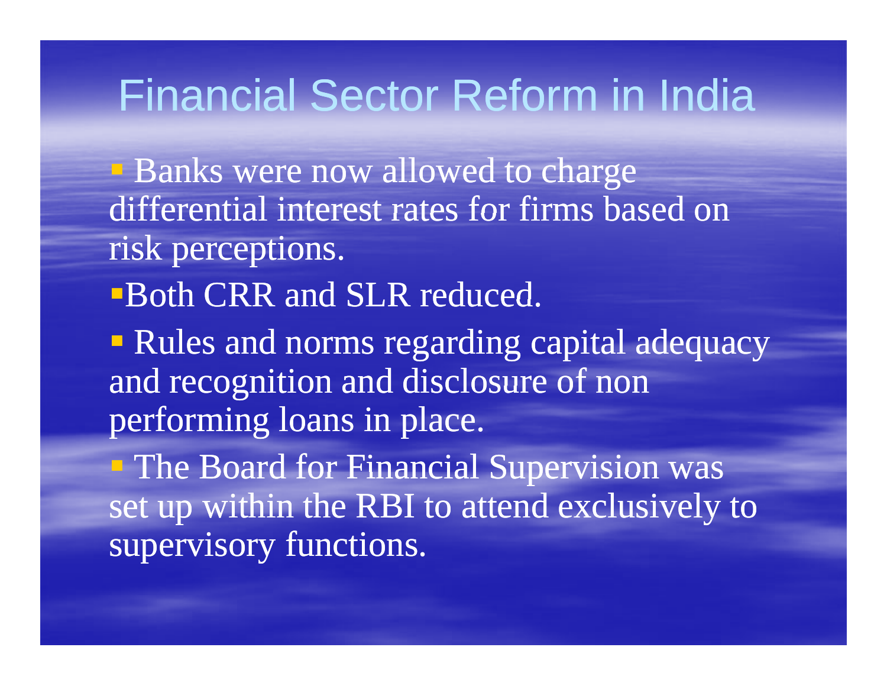# Financial Sector Reform in India

- Banks were now allowed to charge differential interest rates for firms based on risk perceptions.
- Both CRR and SLR reduced.
- Rules and norms regarding capital adequacy and recognition and disclosure of non performing loans in place.
- The Board for Financial Supervision was set up within the RBI to attend exclusively to supervisory functions.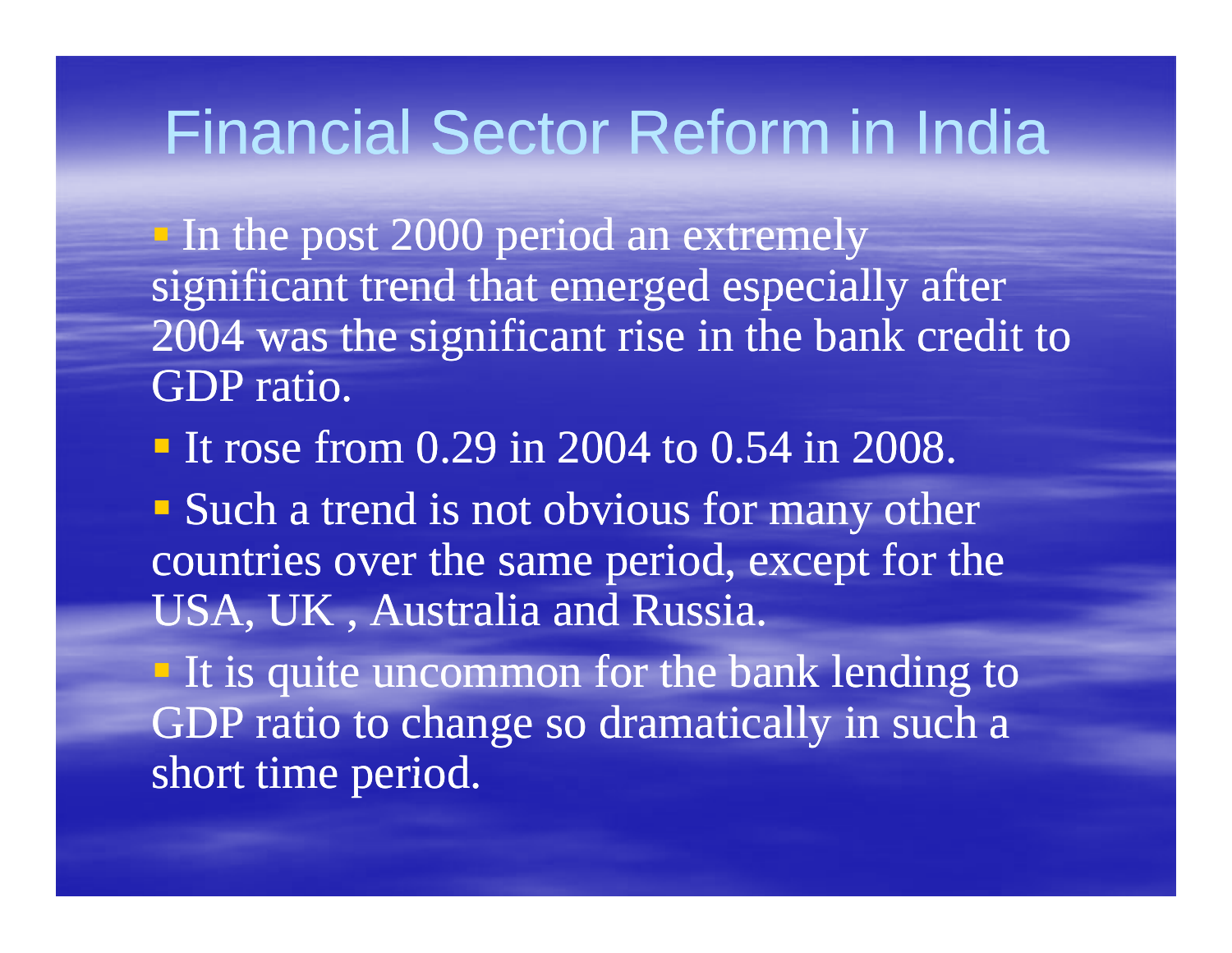# Financial Sector Reform in India

- In the post 2000 period an extremely significant trend that emerged especially after 2004 was the significant rise in the bank credit to GDP ratio.
- It rose from 0.29 in 2004 to 0.54 in 2008.
- Such a trend is not obvious for many other countries over the same period, except for the USA, UK , Australia and Russia.
- It is quite uncommon for the bank lending to GDP ratio to change so dramatically in such a short time period.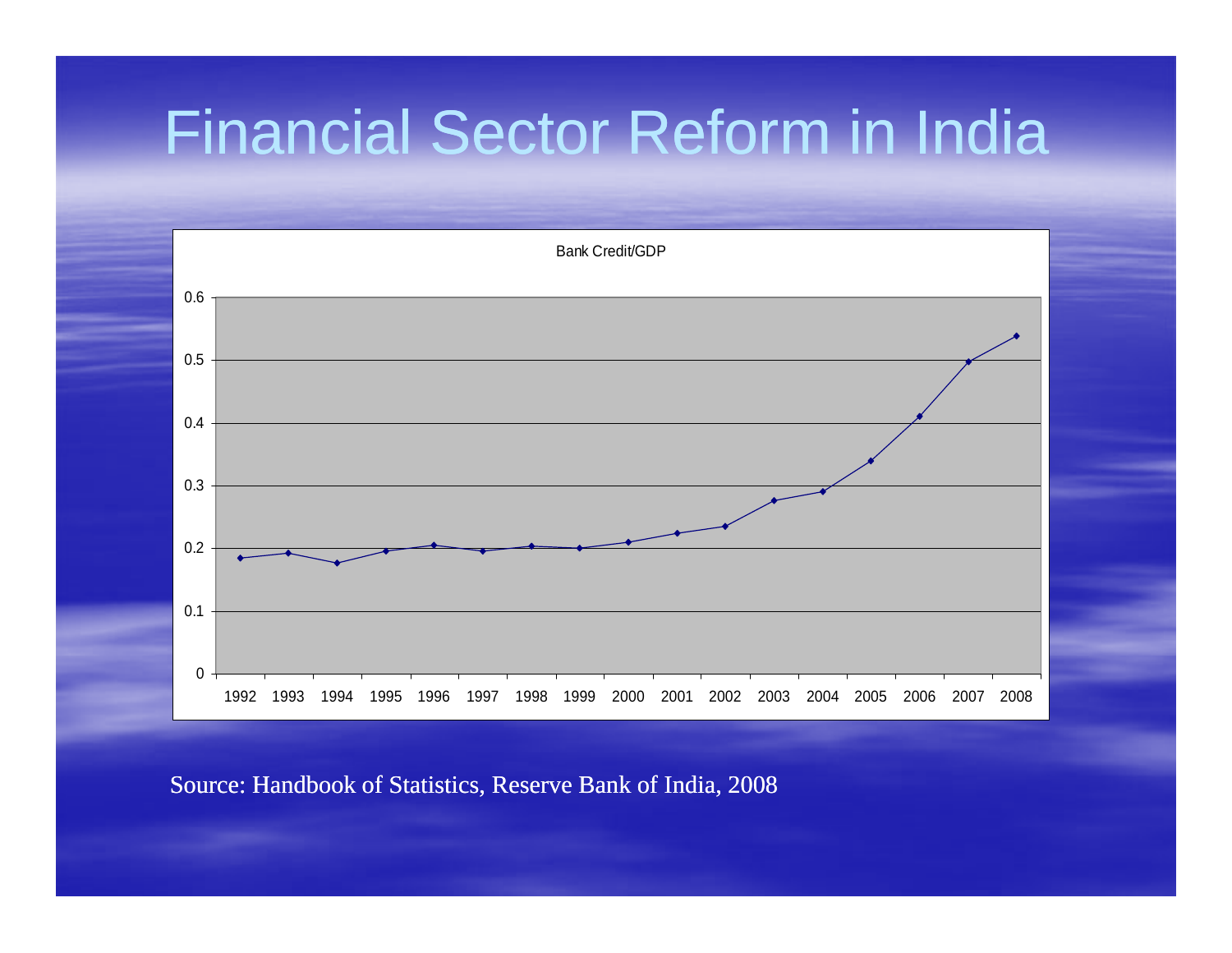# Financial Sector Reform in India

Bank Credit/GDP

Source: Handbook of Statistics, Reserve Bank of India, 2008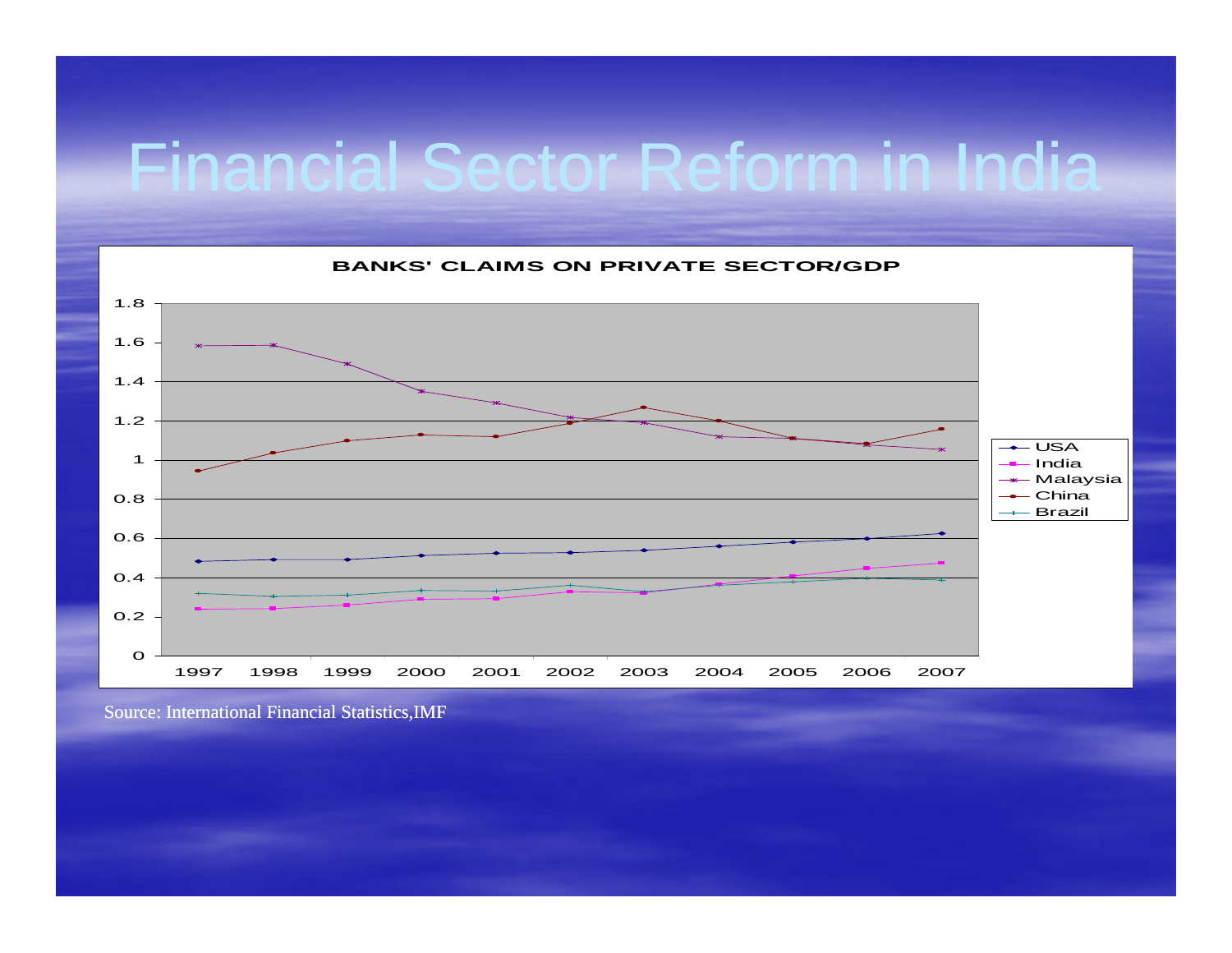# Financial Sector Reform in India

**BANKS' CLAIMS ON PRIVATE SECTOR/GDP**

Legend: USA, India, Malaysia, China, Brazil

Y-axis: 0, 0.2, 0.4, 0.6, 0.8, 1, 1.2, 1.4, 1.6, 1.8

X-axis: 1997, 1998, 1999, 2000, 2001, 2002, 2003, 2004, 2005, 2006, 2007

Source: International Financial Statistics,IMF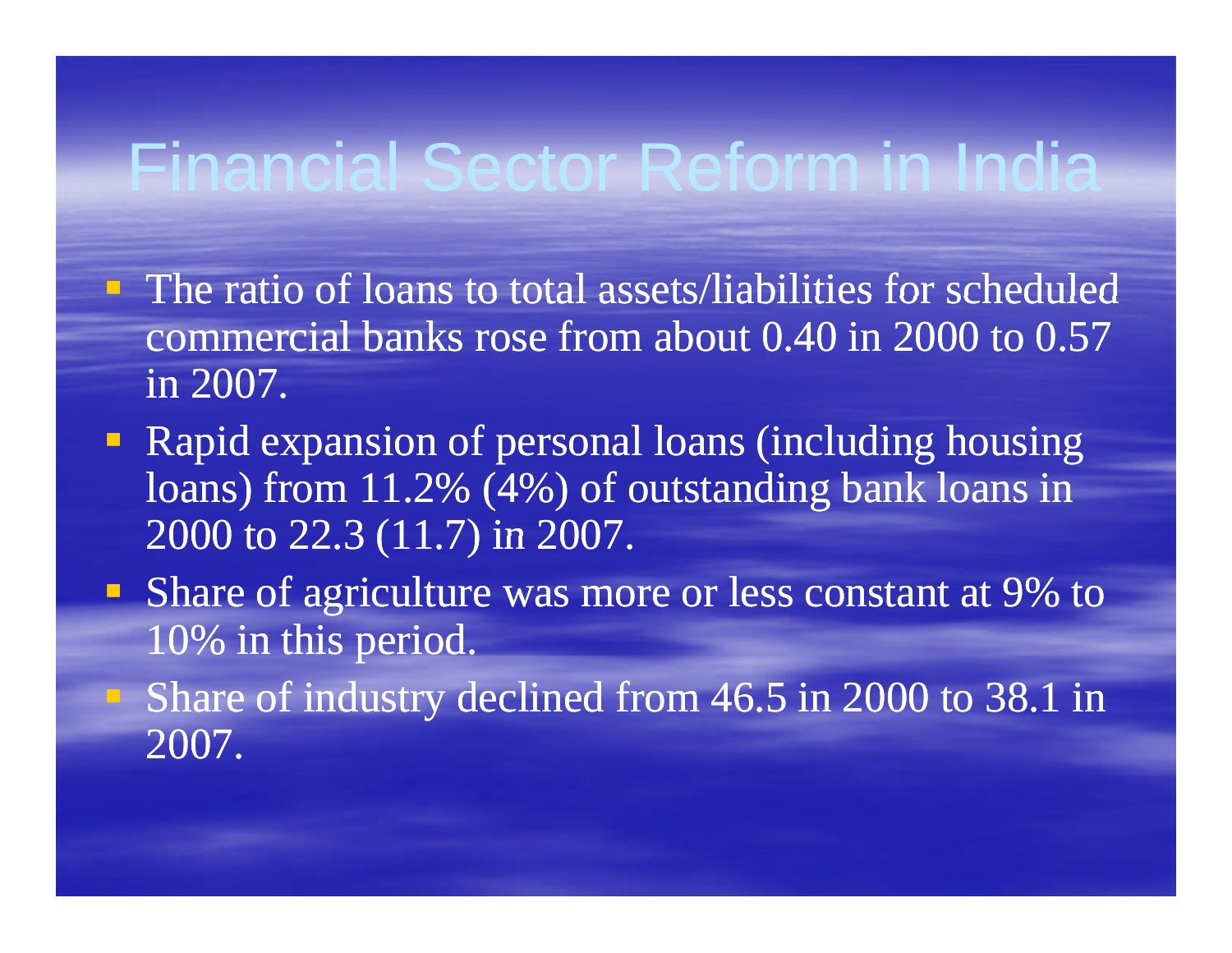# Financial Sector Reform in India

- The ratio of loans to total assets/liabilities for scheduled commercial banks rose from about 0.40 in 2000 to 0.57 in 2007.
- Rapid expansion of personal loans (including housing loans) from 11.2% (4%) of outstanding bank loans in 2000 to 22.3 (11.7) in 2007.
- Share of agriculture was more or less constant at 9% to 10% in this period.
- Share of industry declined from 46.5 in 2000 to 38.1 in 2007.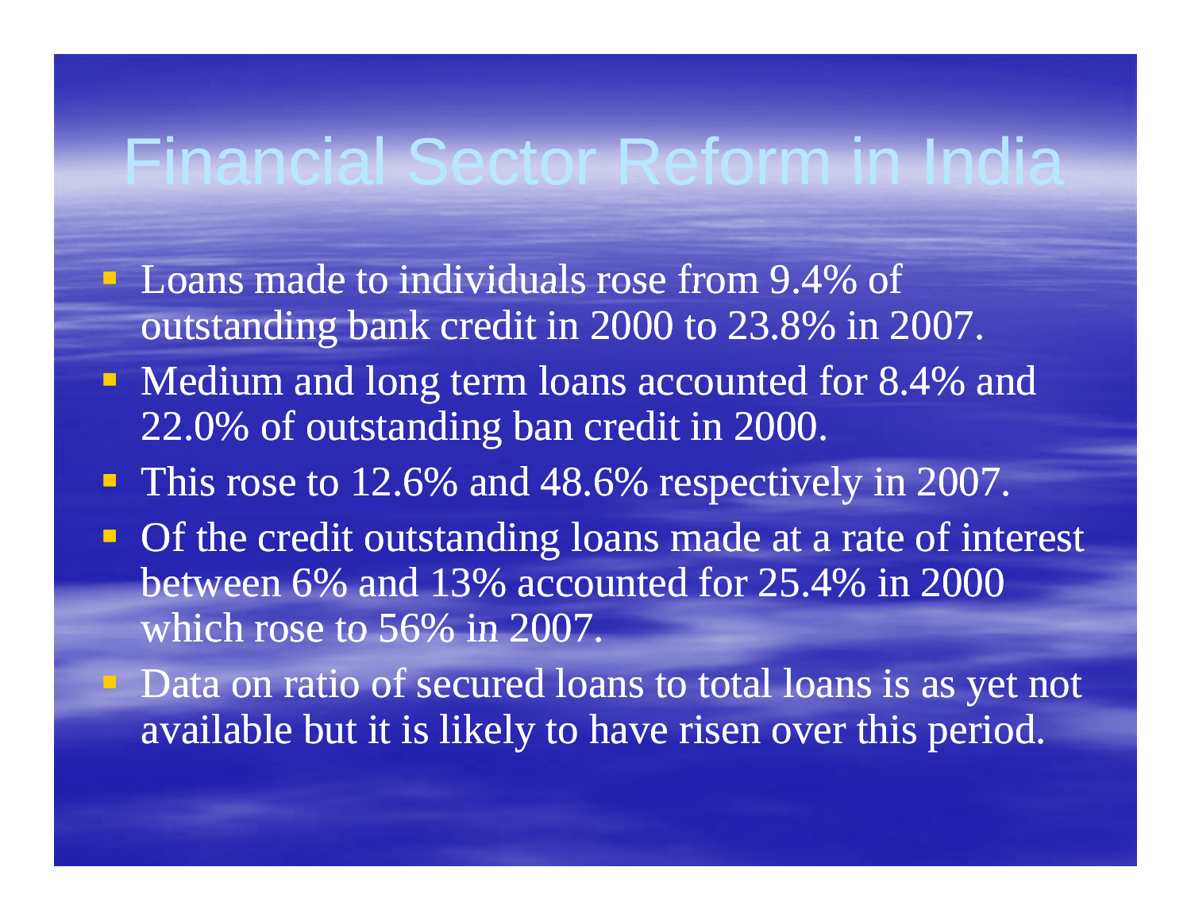# Financial Sector Reform in India

- Loans made to individuals rose from 9.4% of outstanding bank credit in 2000 to 23.8% in 2007.
- Medium and long term loans accounted for 8.4% and 22.0% of outstanding ban credit in 2000.
- This rose to 12.6% and 48.6% respectively in 2007.
- Of the credit outstanding loans made at a rate of interest between 6% and 13% accounted for 25.4% in 2000 which rose to 56% in 2007.
- Data on ratio of secured loans to total loans is as yet not available but it is likely to have risen over this period.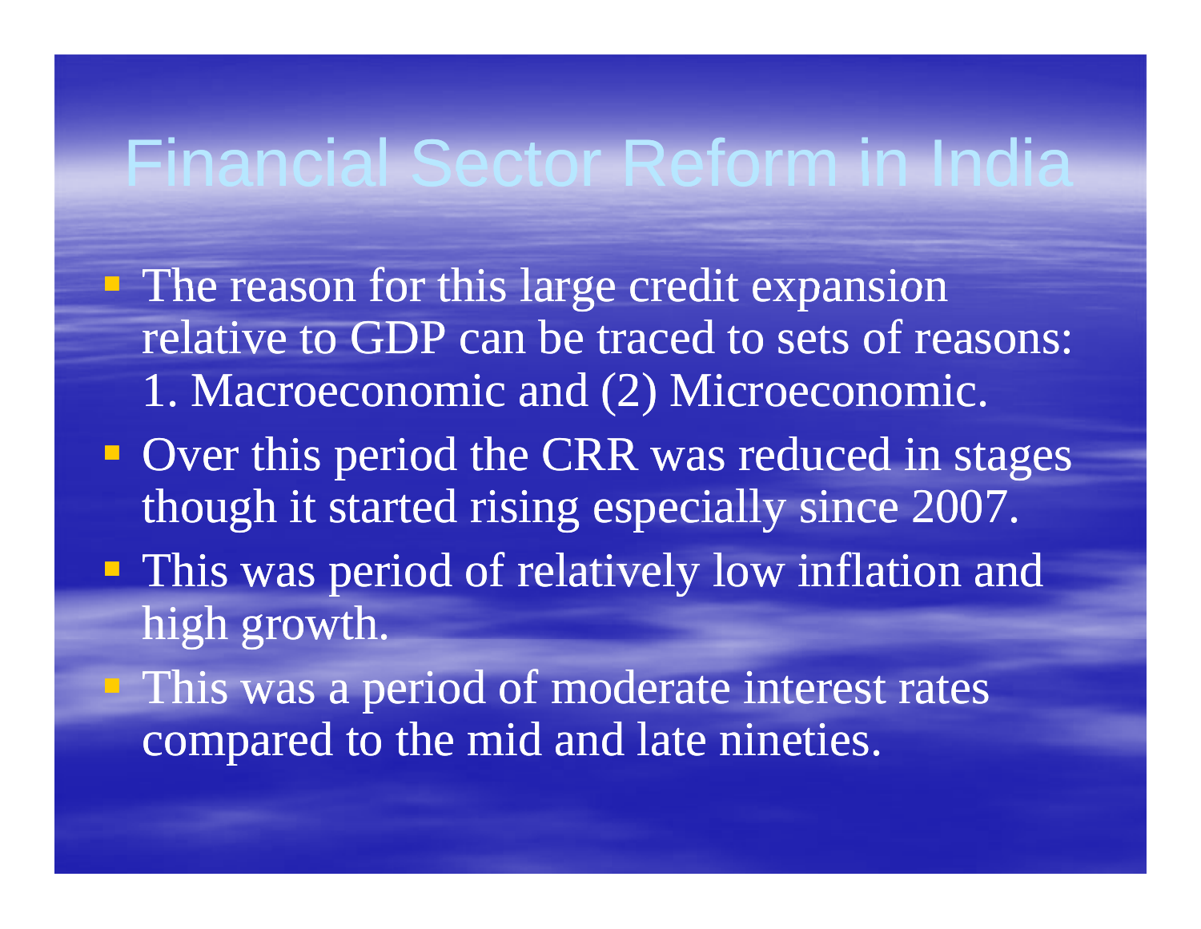# Financial Sector Reform in India

- The reason for this large credit expansion relative to GDP can be traced to sets of reasons: 1. Macroeconomic and (2) Microeconomic.
- Over this period the CRR was reduced in stages though it started rising especially since 2007.
- This was period of relatively low inflation and high growth.
- This was a period of moderate interest rates compared to the mid and late nineties.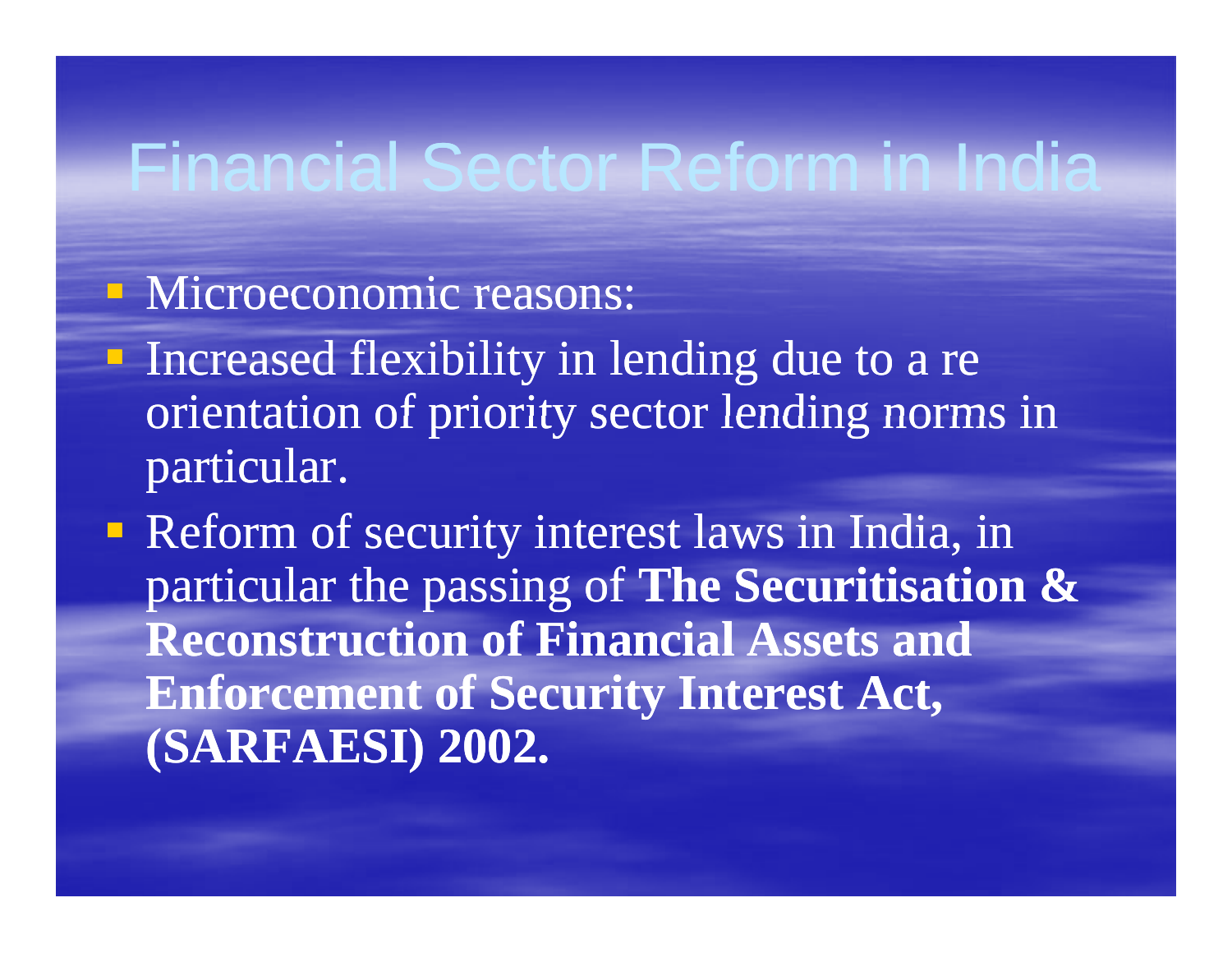# Financial Sector Reform in India

- Microeconomic reasons:
- Increased flexibility in lending due to a re orientation of priority sector lending norms in particular.
- Reform of security interest laws in India, in particular the passing of **The Securitisation & Reconstruction of Financial Assets and Enforcement of Security Interest Act, (SARFAESI) 2002.**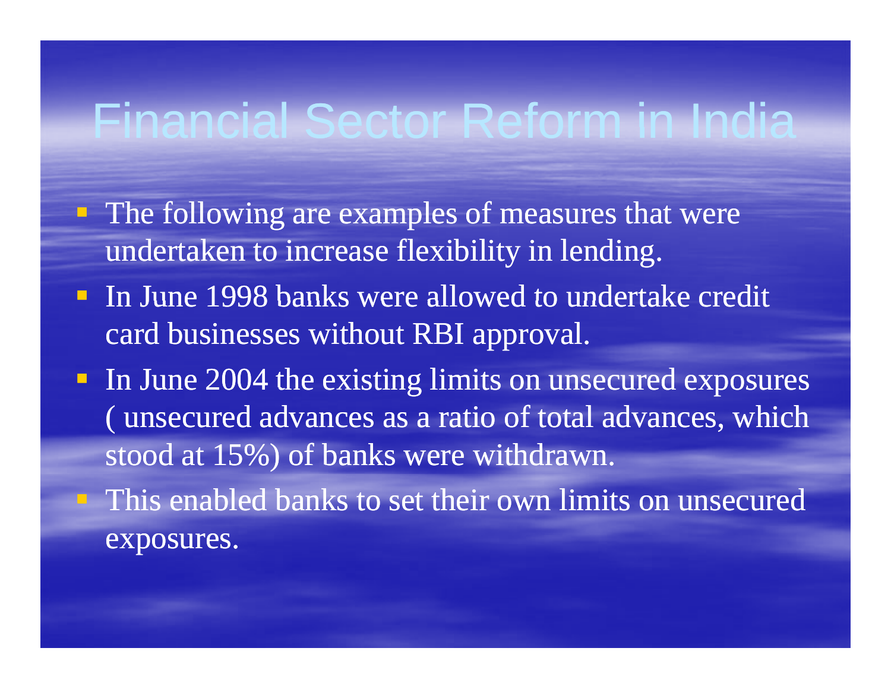# Financial Sector Reform in India

- The following are examples of measures that were undertaken to increase flexibility in lending.
- In June 1998 banks were allowed to undertake credit card businesses without RBI approval.
- In June 2004 the existing limits on unsecured exposures ( unsecured advances as a ratio of total advances, which stood at 15%) of banks were withdrawn.
- This enabled banks to set their own limits on unsecured exposures.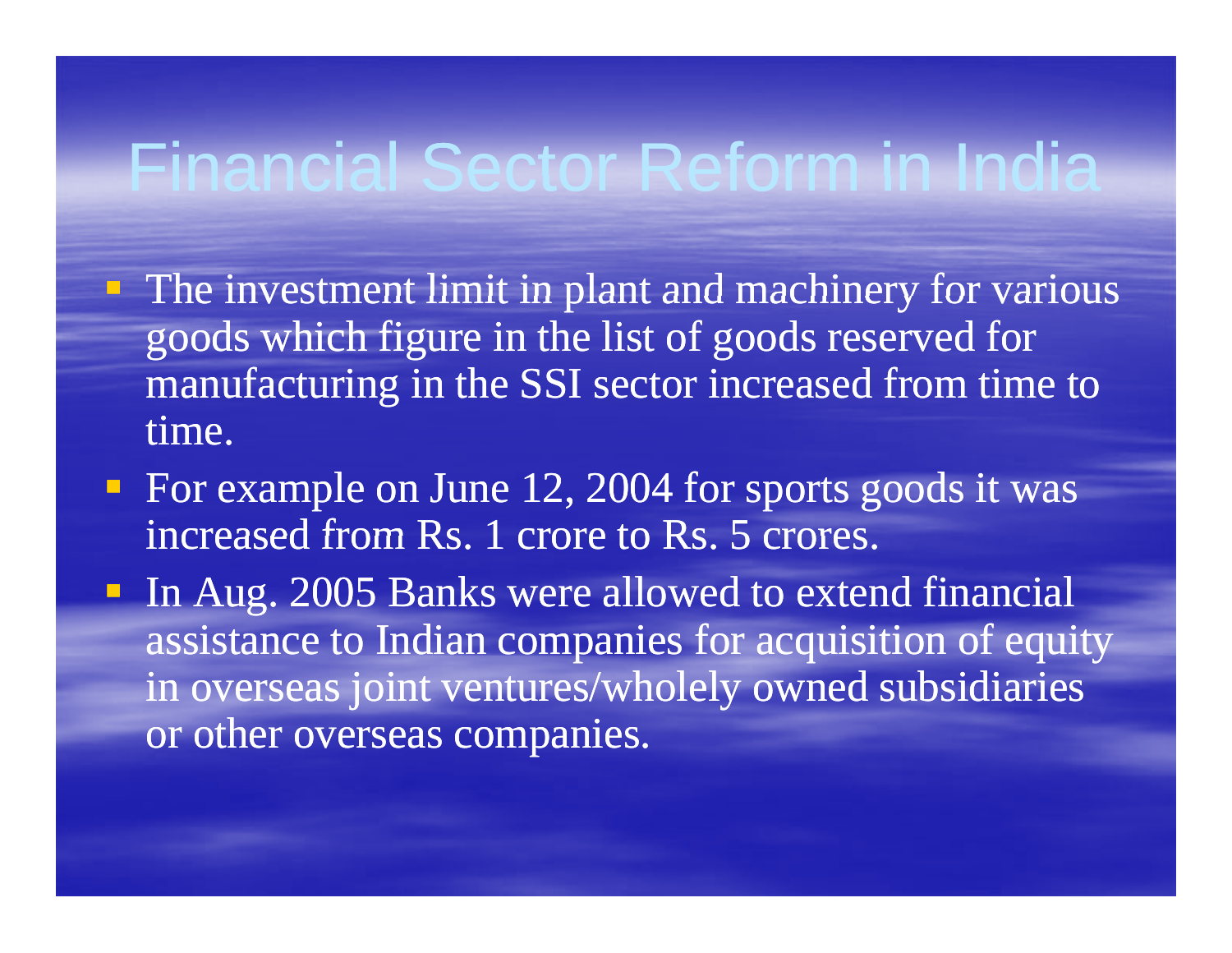# Financial Sector Reform in India

- The investment limit in plant and machinery for various goods which figure in the list of goods reserved for manufacturing in the SSI sector increased from time to time.
- For example on June 12, 2004 for sports goods it was increased from Rs. 1 crore to Rs. 5 crores.
- In Aug. 2005 Banks were allowed to extend financial assistance to Indian companies for acquisition of equity in overseas joint ventures/wholely owned subsidiaries or other overseas companies.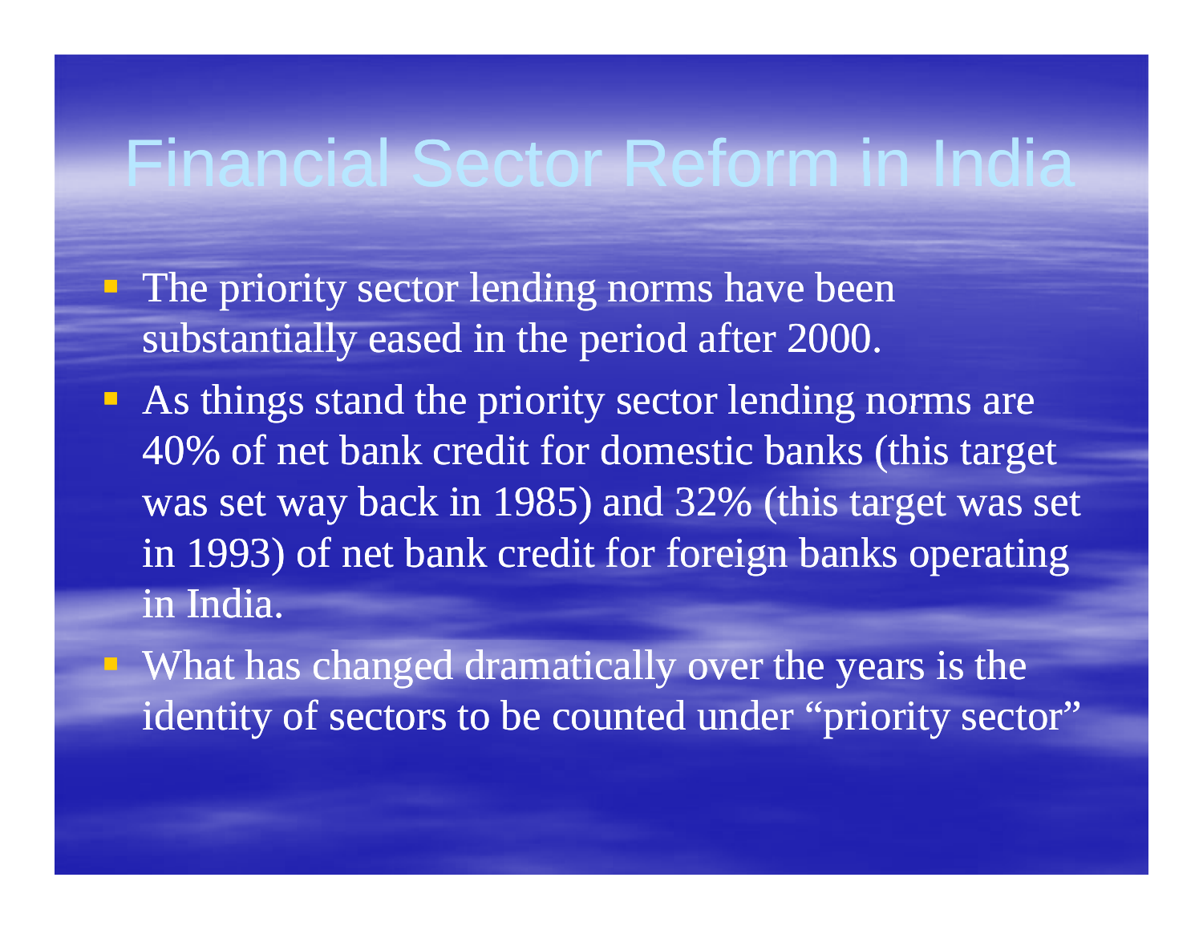# Financial Sector Reform in India

- The priority sector lending norms have been substantially eased in the period after 2000.
- As things stand the priority sector lending norms are 40% of net bank credit for domestic banks (this target was set way back in 1985) and 32% (this target was set in 1993) of net bank credit for foreign banks operating in India.
- What has changed dramatically over the years is the identity of sectors to be counted under "priority sector"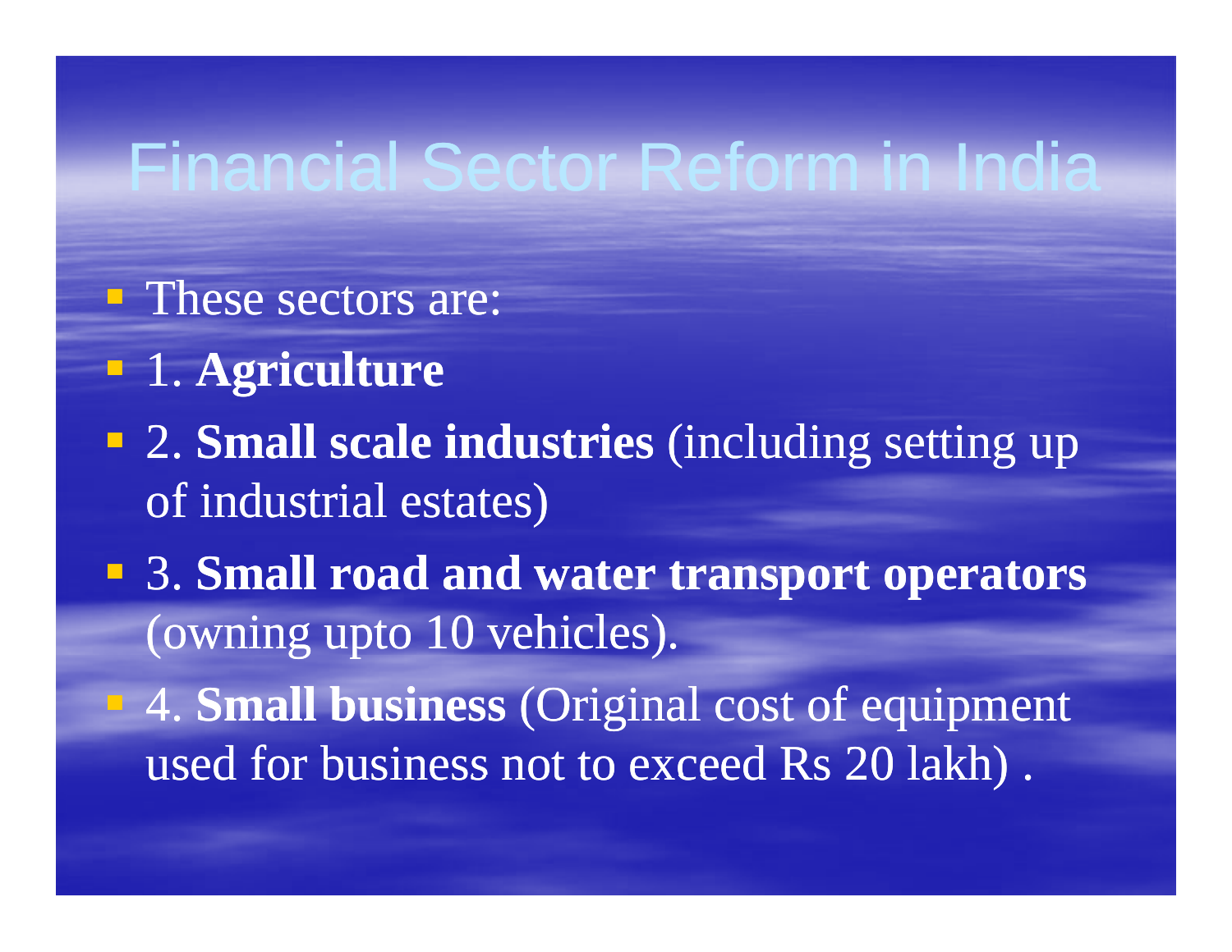# Financial Sector Reform in India

- These sectors are:
- 1. **Agriculture**
- 2. **Small scale industries** (including setting up of industrial estates)
- 3. **Small road and water transport operators** (owning upto 10 vehicles).
- 4. **Small business** (Original cost of equipment used for business not to exceed Rs 20 lakh) .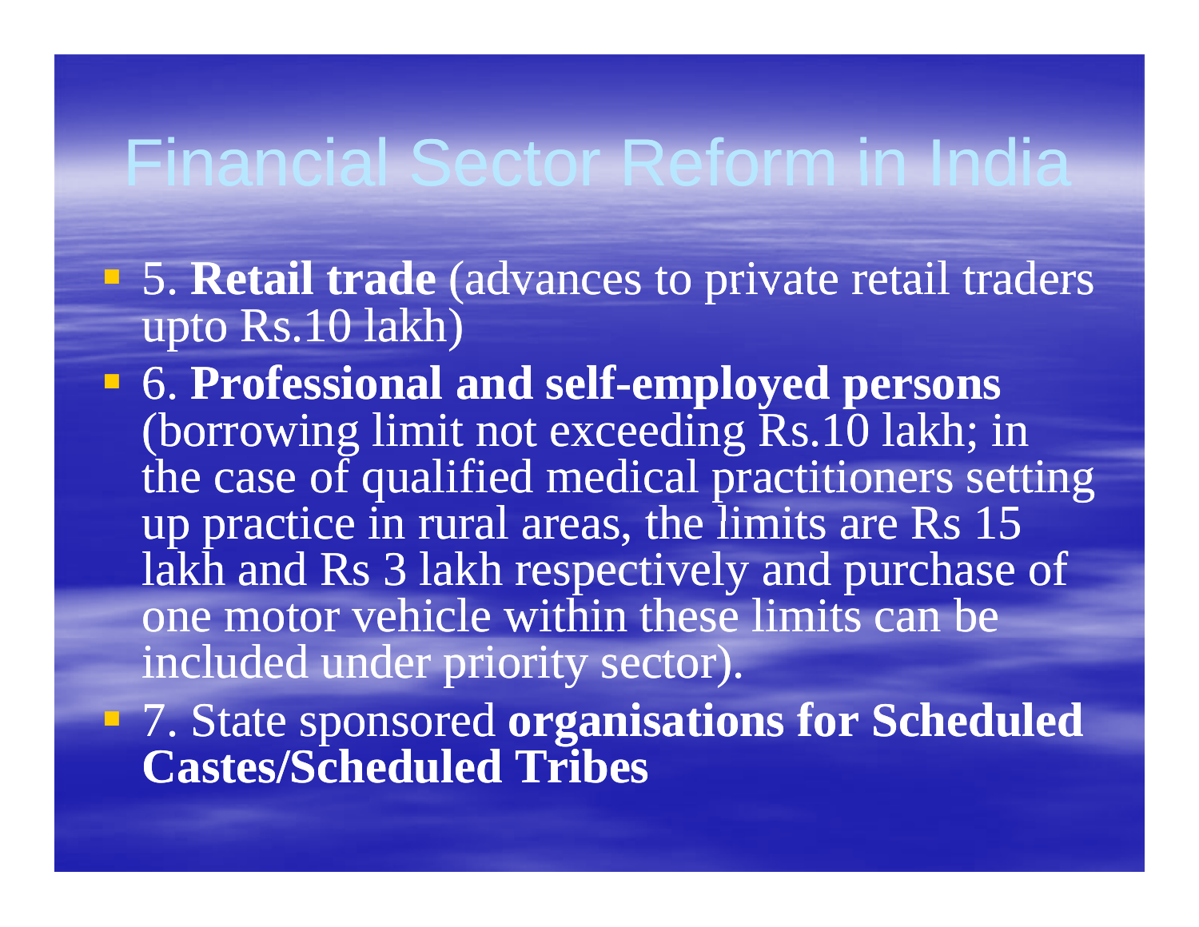# Financial Sector Reform in India

- 5. **Retail trade** (advances to private retail traders upto Rs.10 lakh)
- 6. **Professional and self-employed persons** (borrowing limit not exceeding Rs.10 lakh; in the case of qualified medical practitioners setting up practice in rural areas, the limits are Rs 15 lakh and Rs 3 lakh respectively and purchase of one motor vehicle within these limits can be included under priority sector).
- 7. State sponsored **organisations for Scheduled Castes/Scheduled Tribes**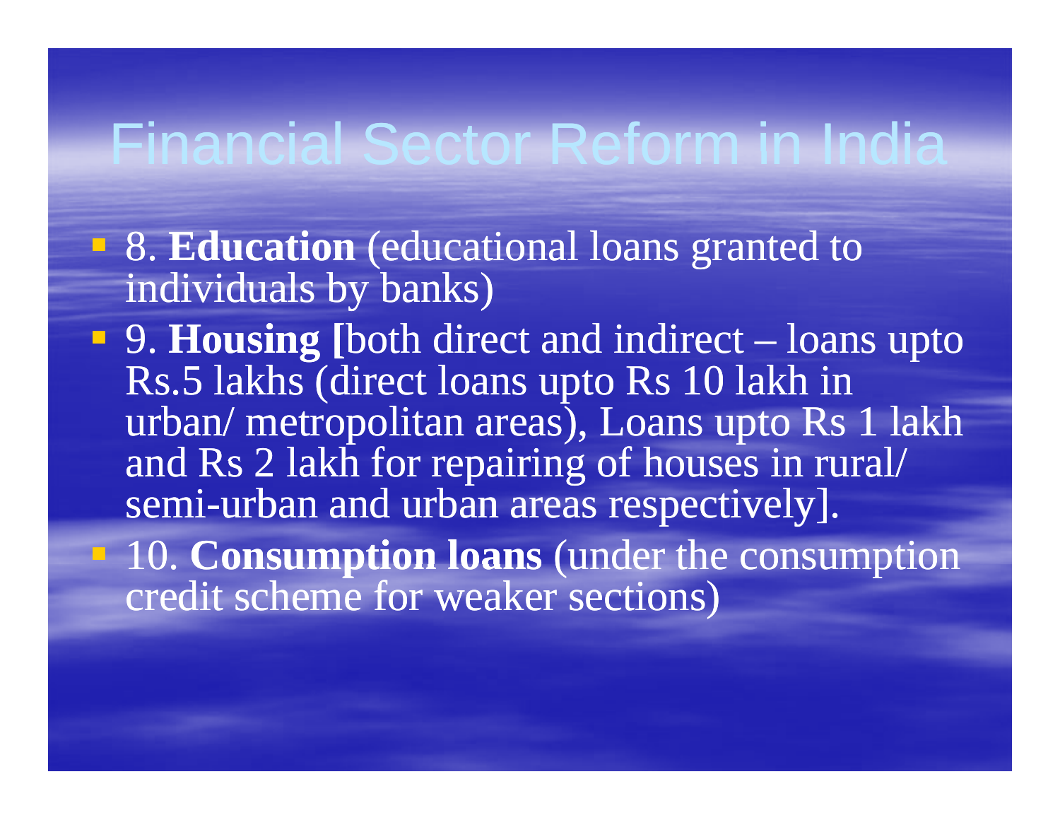# Financial Sector Reform in India

- 8. **Education** (educational loans granted to individuals by banks)
- 9. **Housing [**both direct and indirect – loans upto Rs.5 lakhs (direct loans upto Rs 10 lakh in urban/ metropolitan areas), Loans upto Rs 1 lakh and Rs 2 lakh for repairing of houses in rural/ semi-urban and urban areas respectively].
- 10. **Consumption loans** (under the consumption credit scheme for weaker sections)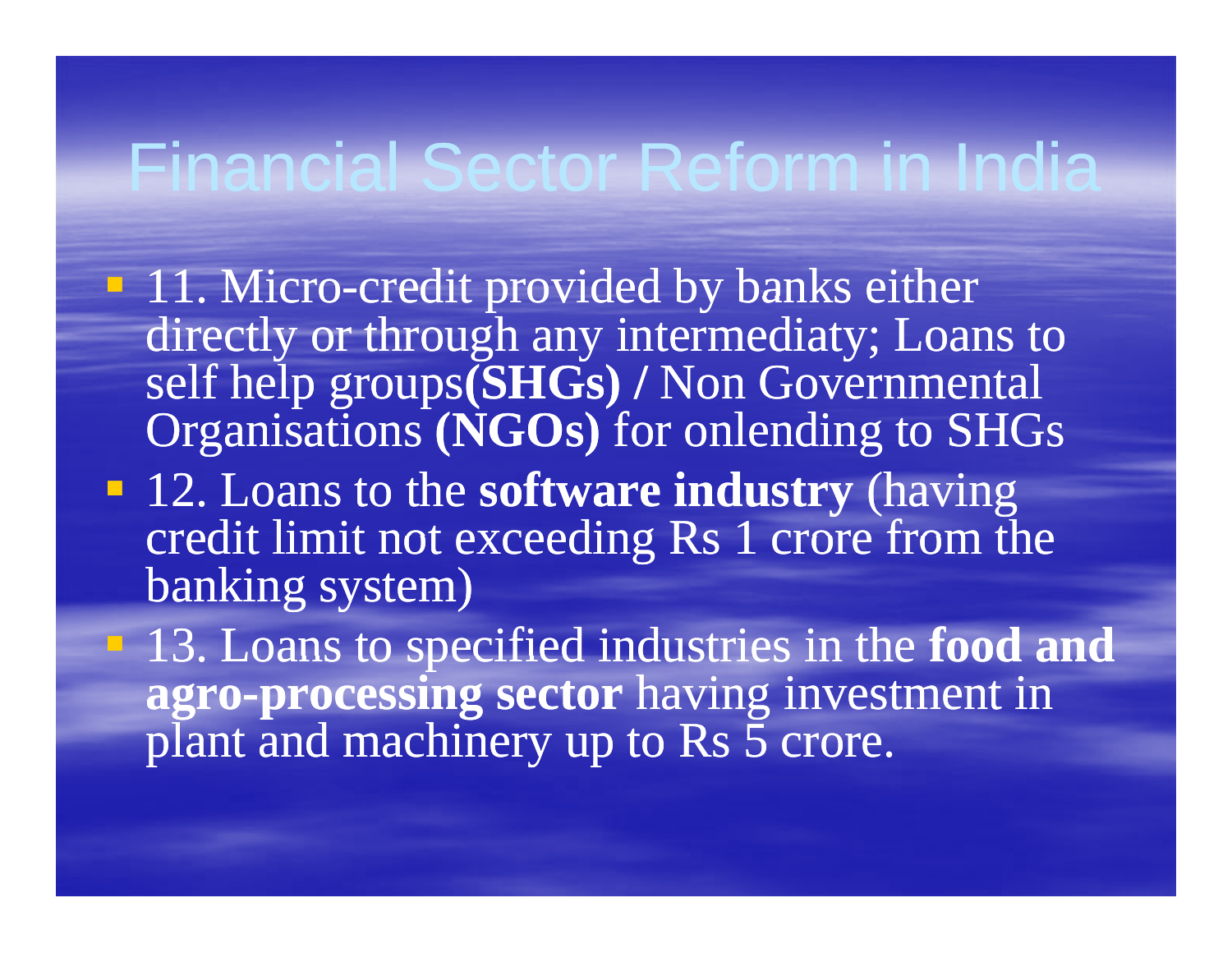# Financial Sector Reform in India

- 11. Micro-credit provided by banks either directly or through any intermediaty; Loans to self help groups**(SHGs) /** Non Governmental Organisations **(NGOs)** for onlending to SHGs
- 12. Loans to the **software industry** (having credit limit not exceeding Rs 1 crore from the banking system)
- 13. Loans to specified industries in the **food and agro-processing sector** having investment in plant and machinery up to Rs 5 crore.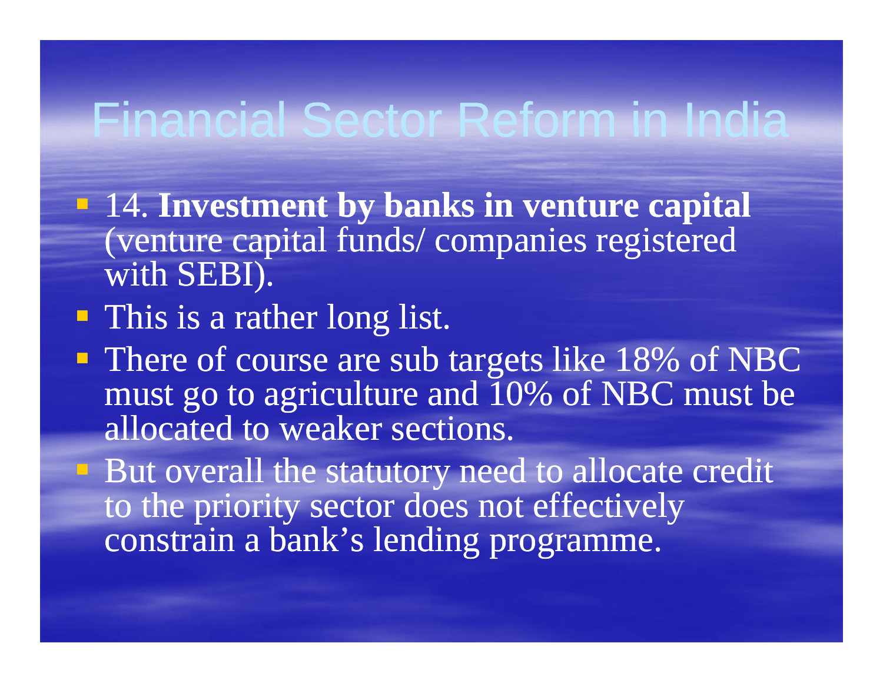# Financial Sector Reform in India

- 14. **Investment by banks in venture capital** (venture capital funds/ companies registered with SEBI).
- This is a rather long list.
- There of course are sub targets like 18% of NBC must go to agriculture and 10% of NBC must be allocated to weaker sections.
- But overall the statutory need to allocate credit to the priority sector does not effectively constrain a bank's lending programme.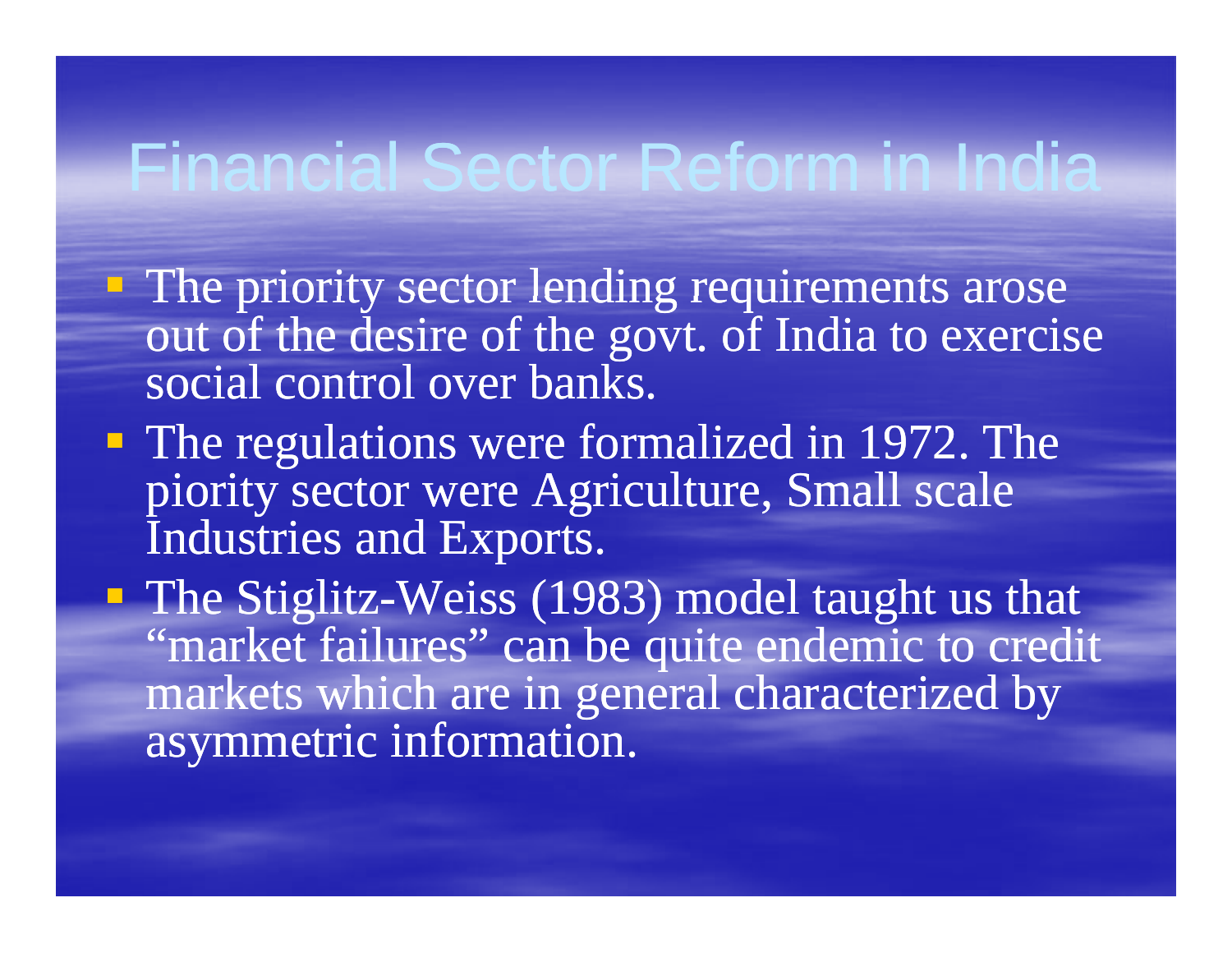# Financial Sector Reform in India

- The priority sector lending requirements arose out of the desire of the govt. of India to exercise social control over banks.
- The regulations were formalized in 1972. The piority sector were Agriculture, Small scale Industries and Exports.
- The Stiglitz-Weiss (1983) model taught us that "market failures" can be quite endemic to credit markets which are in general characterized by asymmetric information.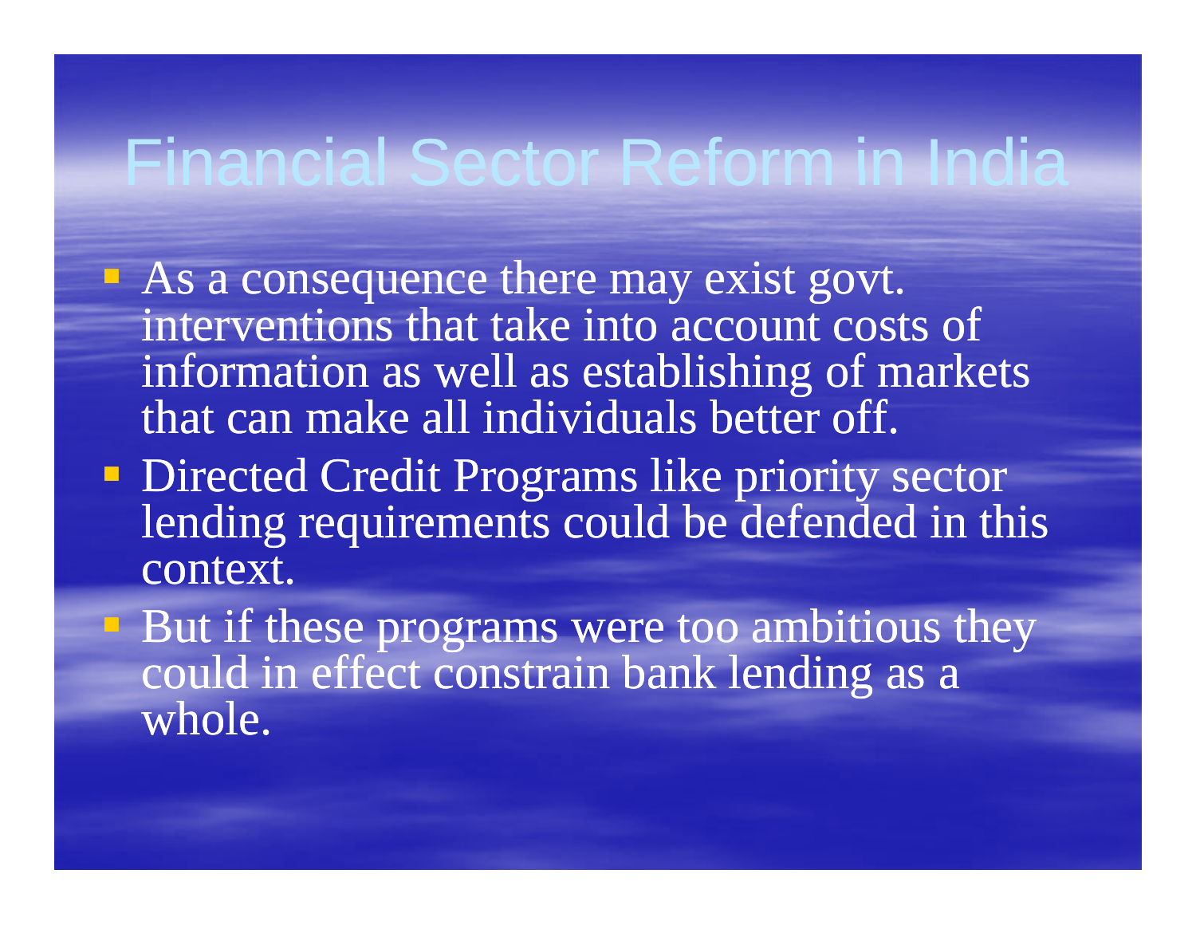# Financial Sector Reform in India

- As a consequence there may exist govt. interventions that take into account costs of information as well as establishing of markets that can make all individuals better off.
- Directed Credit Programs like priority sector lending requirements could be defended in this context.
- But if these programs were too ambitious they could in effect constrain bank lending as a whole.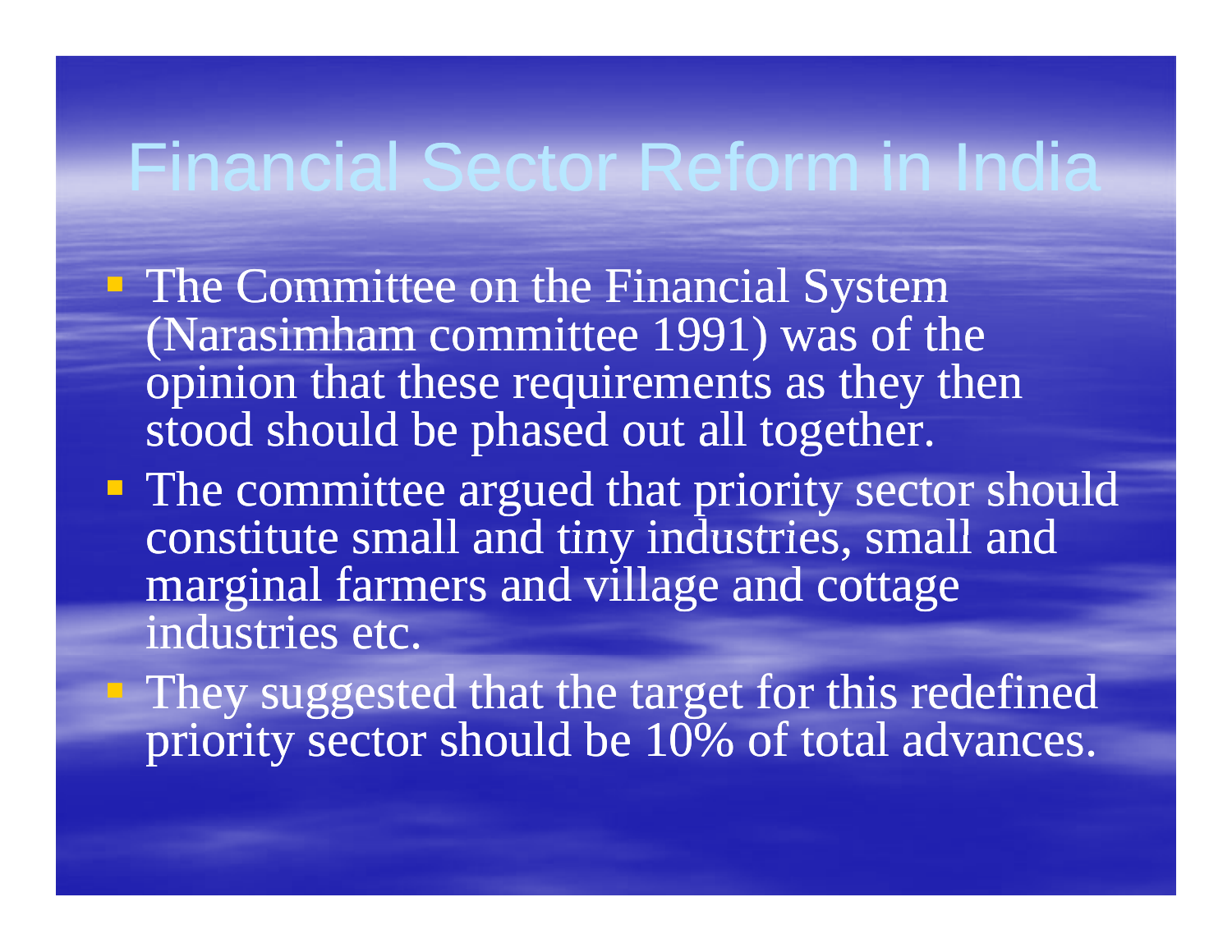# Financial Sector Reform in India

- The Committee on the Financial System (Narasimham committee 1991) was of the opinion that these requirements as they then stood should be phased out all together.
- The committee argued that priority sector should constitute small and tiny industries, small and marginal farmers and village and cottage industries etc.
- They suggested that the target for this redefined priority sector should be 10% of total advances.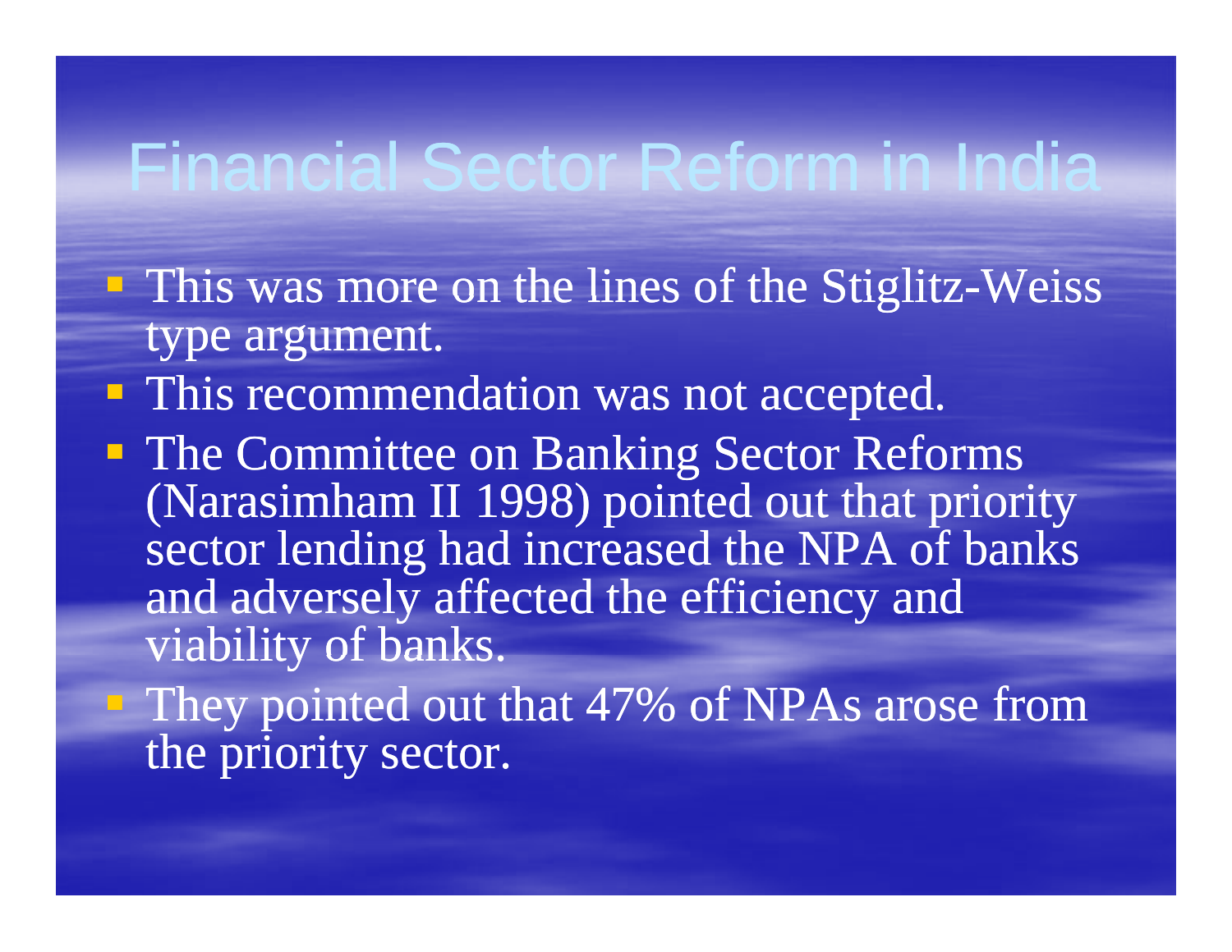# Financial Sector Reform in India

- This was more on the lines of the Stiglitz-Weiss type argument.
- This recommendation was not accepted.
- The Committee on Banking Sector Reforms (Narasimham II 1998) pointed out that priority sector lending had increased the NPA of banks and adversely affected the efficiency and viability of banks.
- They pointed out that 47% of NPAs arose from the priority sector.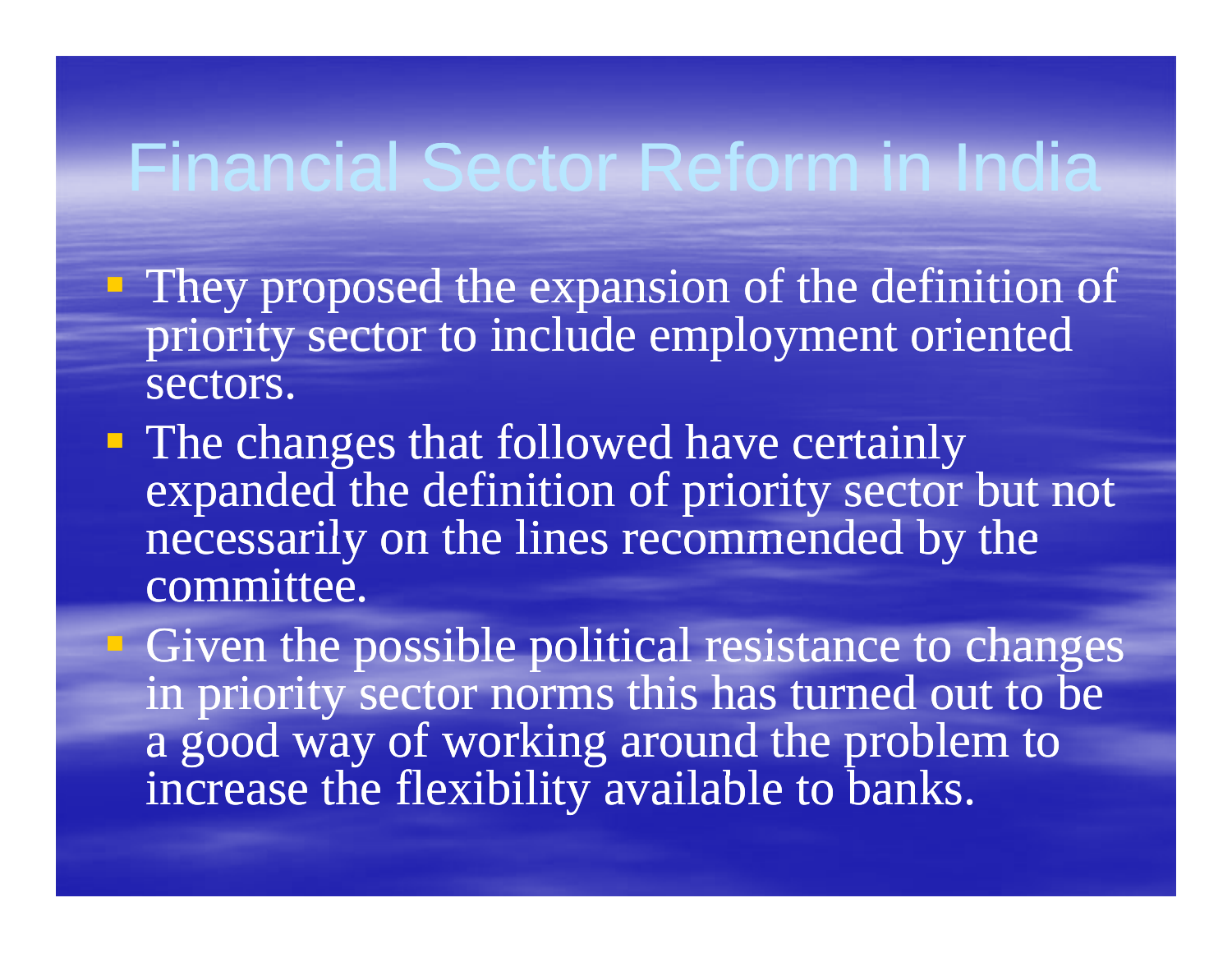# Financial Sector Reform in India

- They proposed the expansion of the definition of priority sector to include employment oriented sectors.
- The changes that followed have certainly expanded the definition of priority sector but not necessarily on the lines recommended by the committee.
- Given the possible political resistance to changes in priority sector norms this has turned out to be a good way of working around the problem to increase the flexibility available to banks.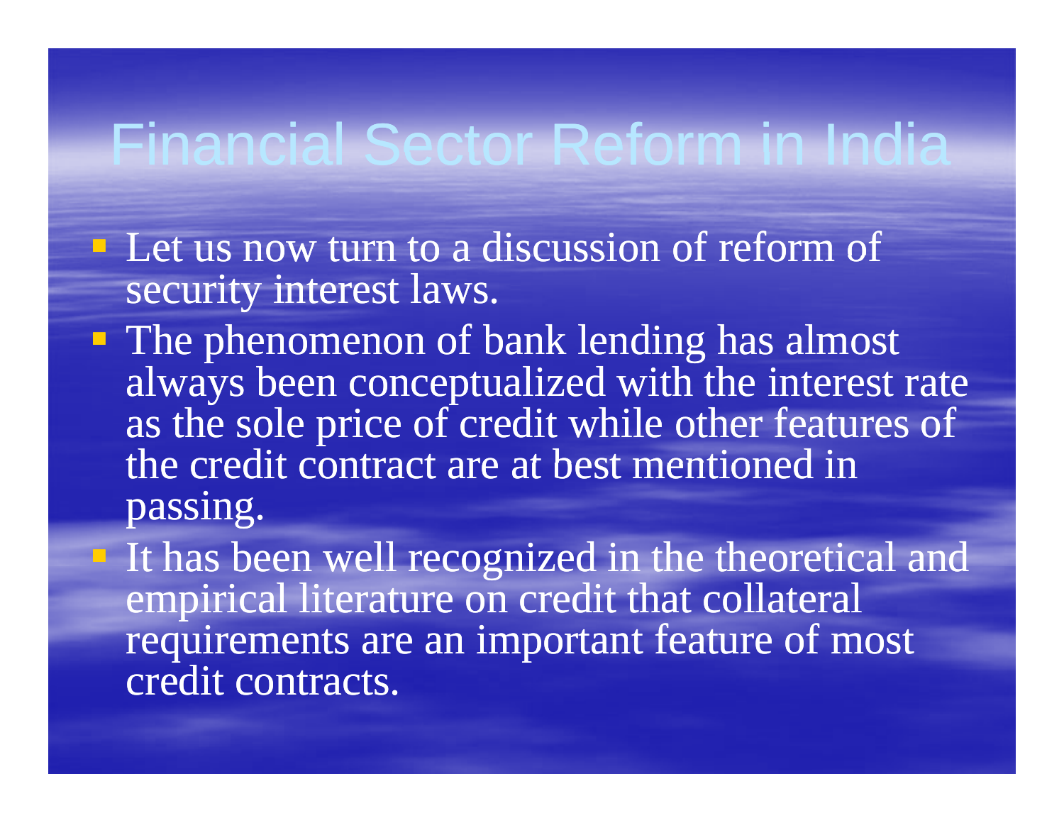# Financial Sector Reform in India

- Let us now turn to a discussion of reform of security interest laws.
- The phenomenon of bank lending has almost always been conceptualized with the interest rate as the sole price of credit while other features of the credit contract are at best mentioned in passing.
- It has been well recognized in the theoretical and empirical literature on credit that collateral requirements are an important feature of most credit contracts.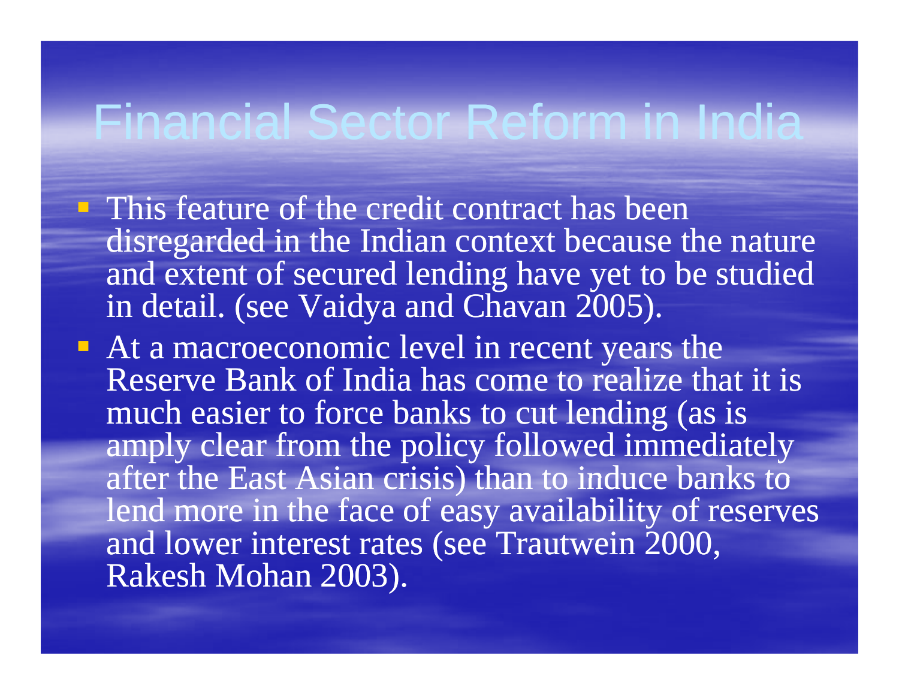# Financial Sector Reform in India

- This feature of the credit contract has been disregarded in the Indian context because the nature and extent of secured lending have yet to be studied in detail. (see Vaidya and Chavan 2005).
- At a macroeconomic level in recent years the Reserve Bank of India has come to realize that it is much easier to force banks to cut lending (as is amply clear from the policy followed immediately after the East Asian crisis) than to induce banks to lend more in the face of easy availability of reserves and lower interest rates (see Trautwein 2000, Rakesh Mohan 2003).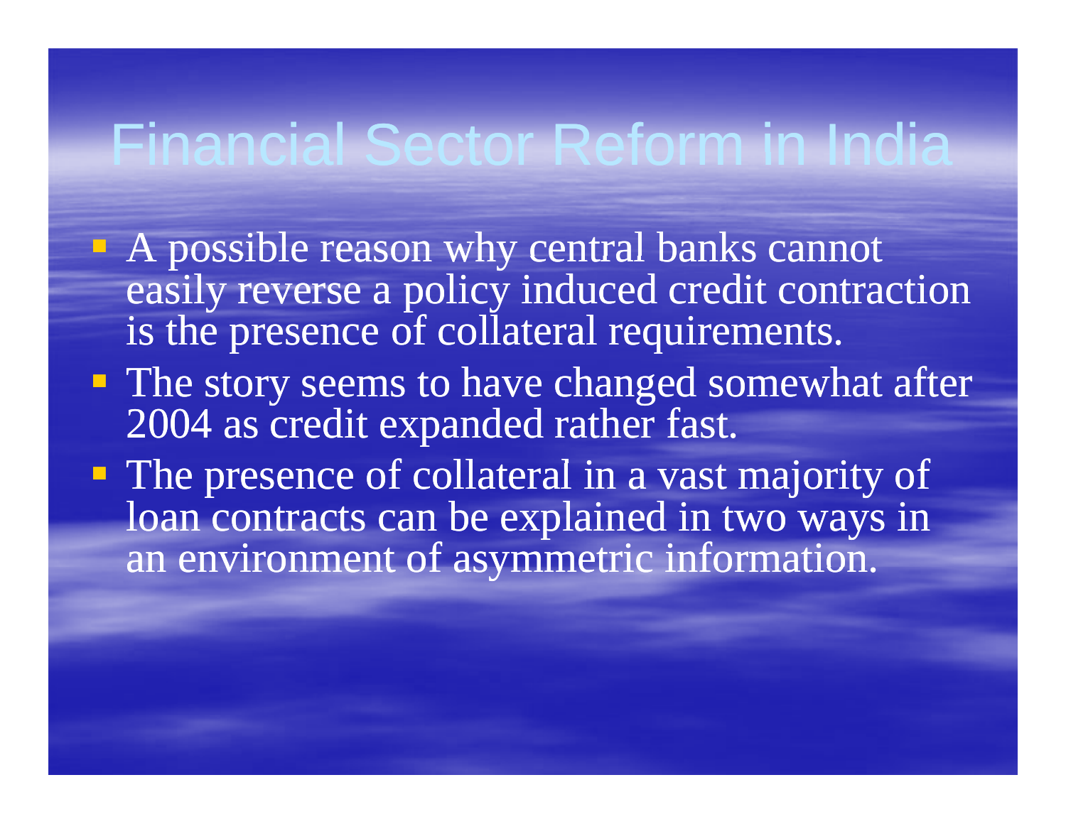# Financial Sector Reform in India

- A possible reason why central banks cannot easily reverse a policy induced credit contraction is the presence of collateral requirements.
- The story seems to have changed somewhat after 2004 as credit expanded rather fast.
- The presence of collateral in a vast majority of loan contracts can be explained in two ways in an environment of asymmetric information.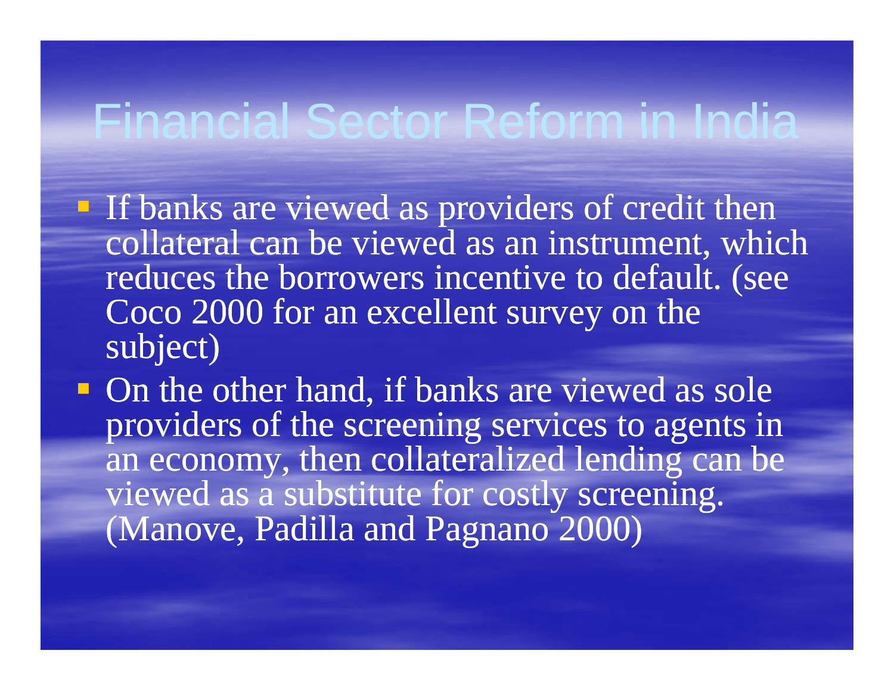# Financial Sector Reform in India

- If banks are viewed as providers of credit then collateral can be viewed as an instrument, which reduces the borrowers incentive to default. (see Coco 2000 for an excellent survey on the subject)
- On the other hand, if banks are viewed as sole providers of the screening services to agents in an economy, then collateralized lending can be viewed as a substitute for costly screening. (Manove, Padilla and Pagnano 2000)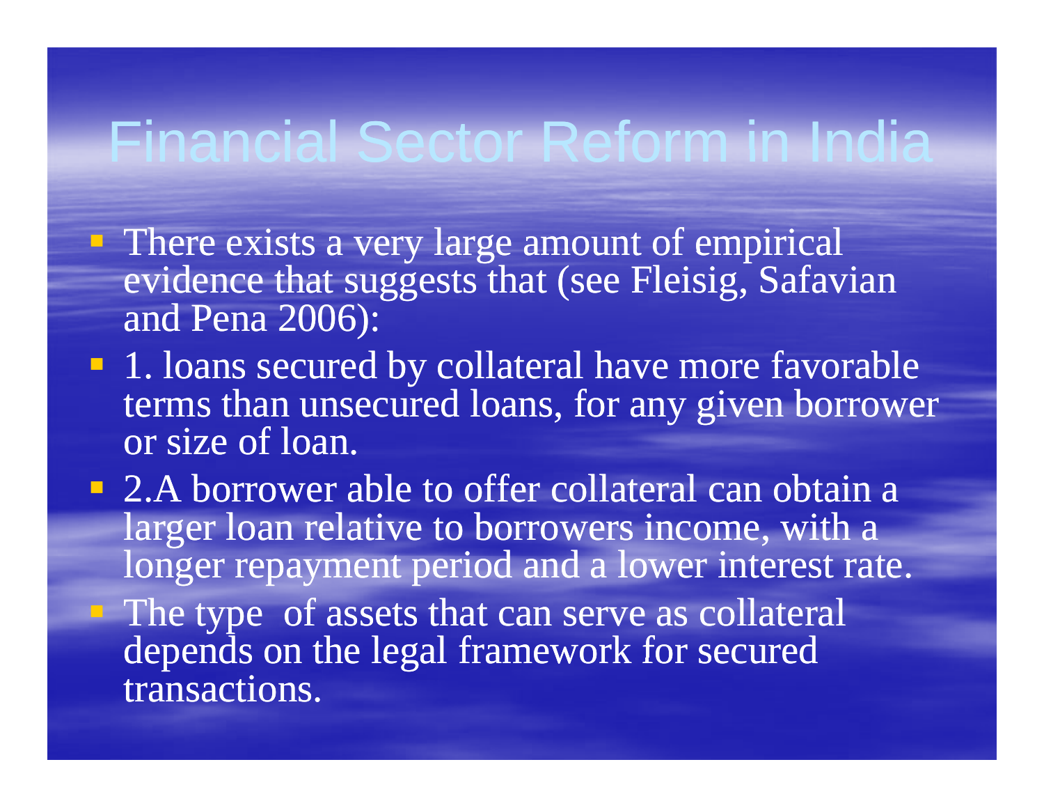# Financial Sector Reform in India

- There exists a very large amount of empirical evidence that suggests that (see Fleisig, Safavian and Pena 2006):
- 1. loans secured by collateral have more favorable terms than unsecured loans, for any given borrower or size of loan.
- 2.A borrower able to offer collateral can obtain a larger loan relative to borrowers income, with a longer repayment period and a lower interest rate.
- The type of assets that can serve as collateral depends on the legal framework for secured transactions.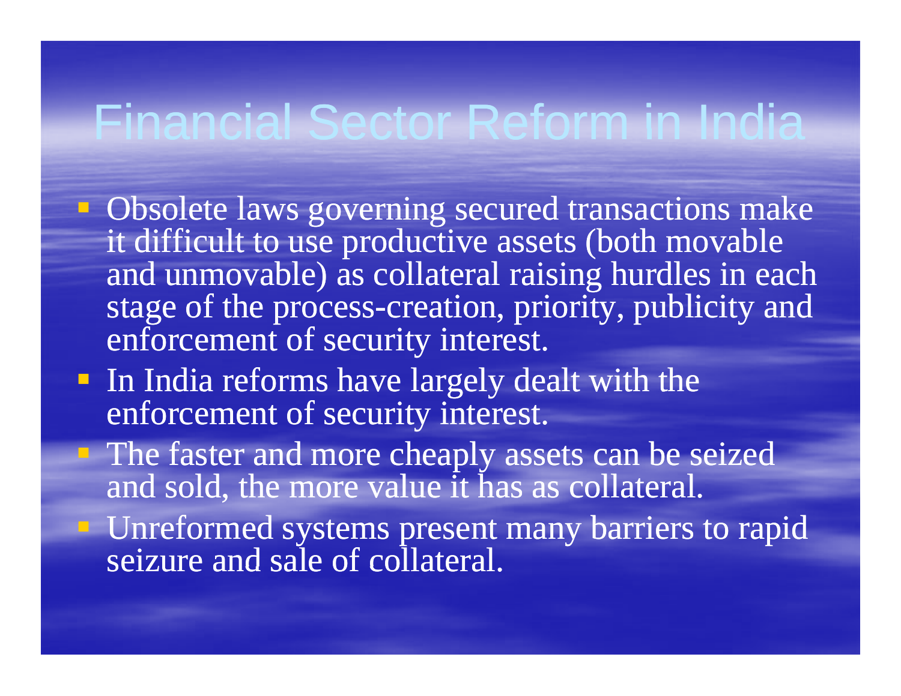# Financial Sector Reform in India

- Obsolete laws governing secured transactions make it difficult to use productive assets (both movable and unmovable) as collateral raising hurdles in each stage of the process-creation, priority, publicity and enforcement of security interest.
- In India reforms have largely dealt with the enforcement of security interest.
- The faster and more cheaply assets can be seized and sold, the more value it has as collateral.
- Unreformed systems present many barriers to rapid seizure and sale of collateral.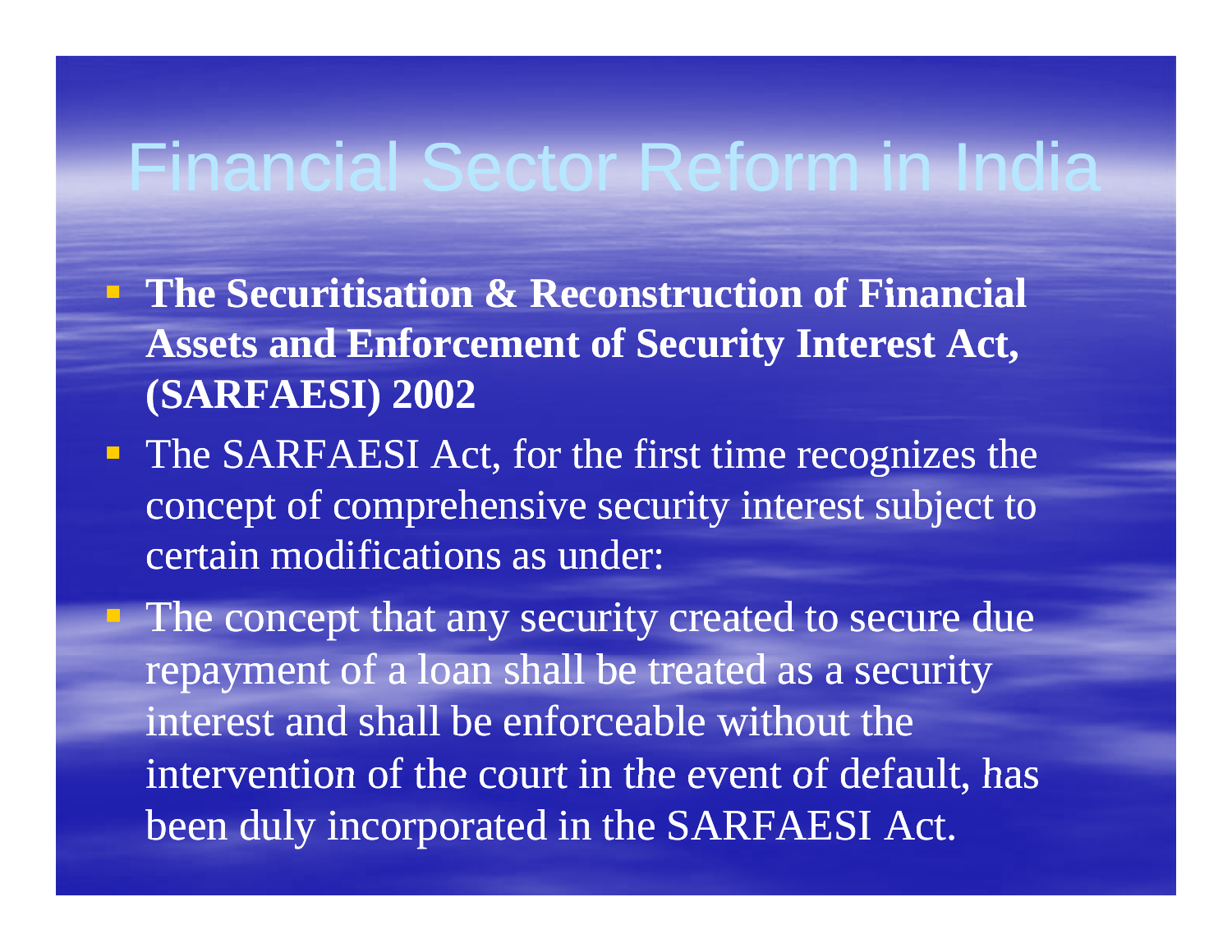# Financial Sector Reform in India

- **The Securitisation & Reconstruction of Financial Assets and Enforcement of Security Interest Act, (SARFAESI) 2002**
- The SARFAESI Act, for the first time recognizes the concept of comprehensive security interest subject to certain modifications as under:
- The concept that any security created to secure due repayment of a loan shall be treated as a security interest and shall be enforceable without the intervention of the court in the event of default, has been duly incorporated in the SARFAESI Act.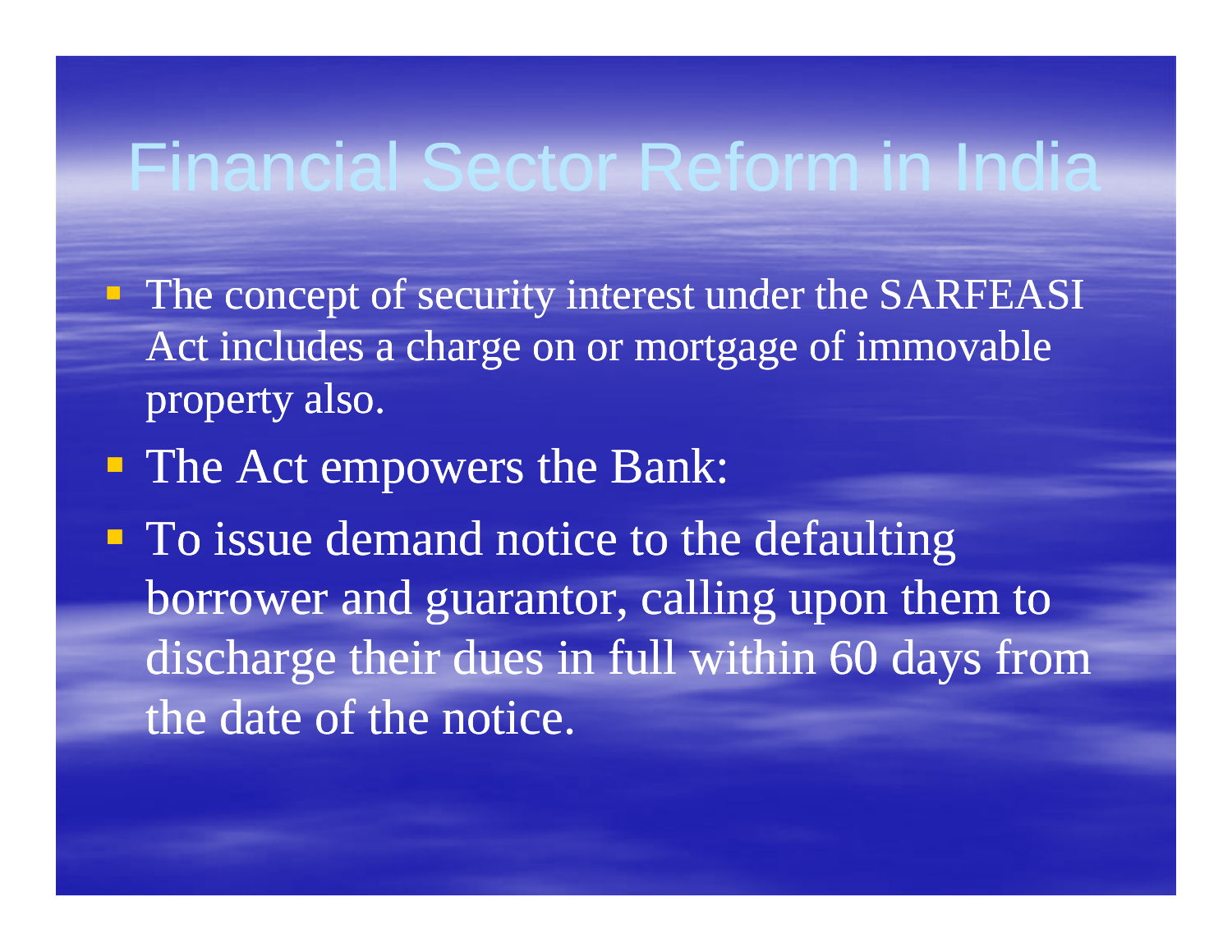# Financial Sector Reform in India

- The concept of security interest under the SARFEASI Act includes a charge on or mortgage of immovable property also.
- The Act empowers the Bank:
- To issue demand notice to the defaulting borrower and guarantor, calling upon them to discharge their dues in full within 60 days from the date of the notice.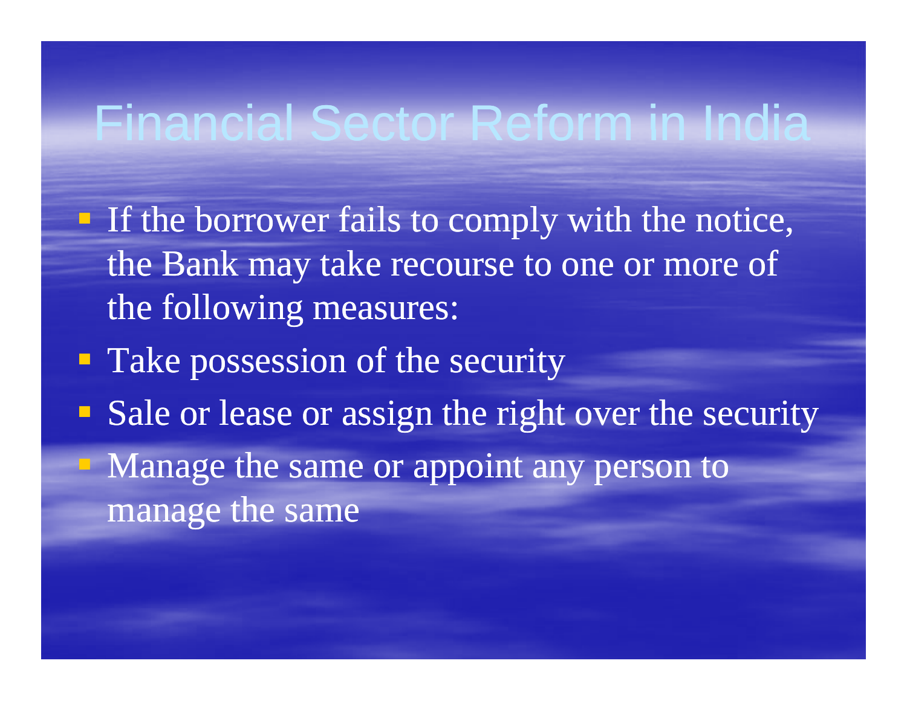# Financial Sector Reform in India

- If the borrower fails to comply with the notice, the Bank may take recourse to one or more of the following measures:
- Take possession of the security
- Sale or lease or assign the right over the security
- Manage the same or appoint any person to manage the same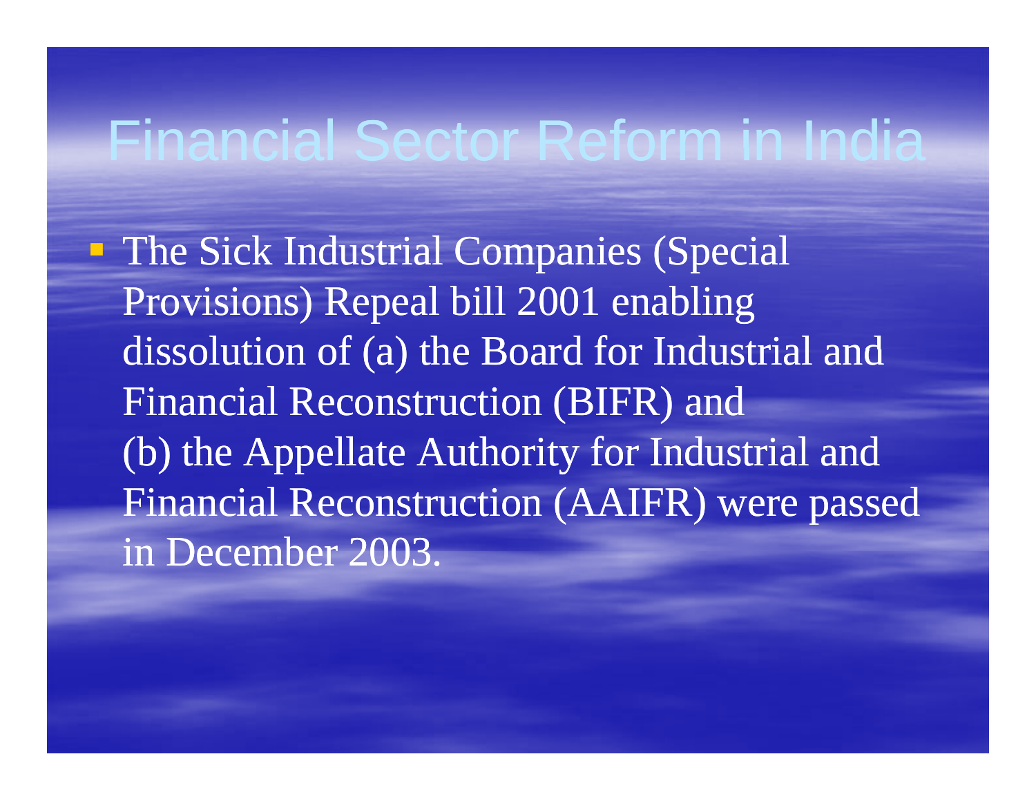# Financial Sector Reform in India

- The Sick Industrial Companies (Special Provisions) Repeal bill 2001 enabling dissolution of (a) the Board for Industrial and Financial Reconstruction (BIFR) and (b) the Appellate Authority for Industrial and Financial Reconstruction (AAIFR) were passed in December 2003.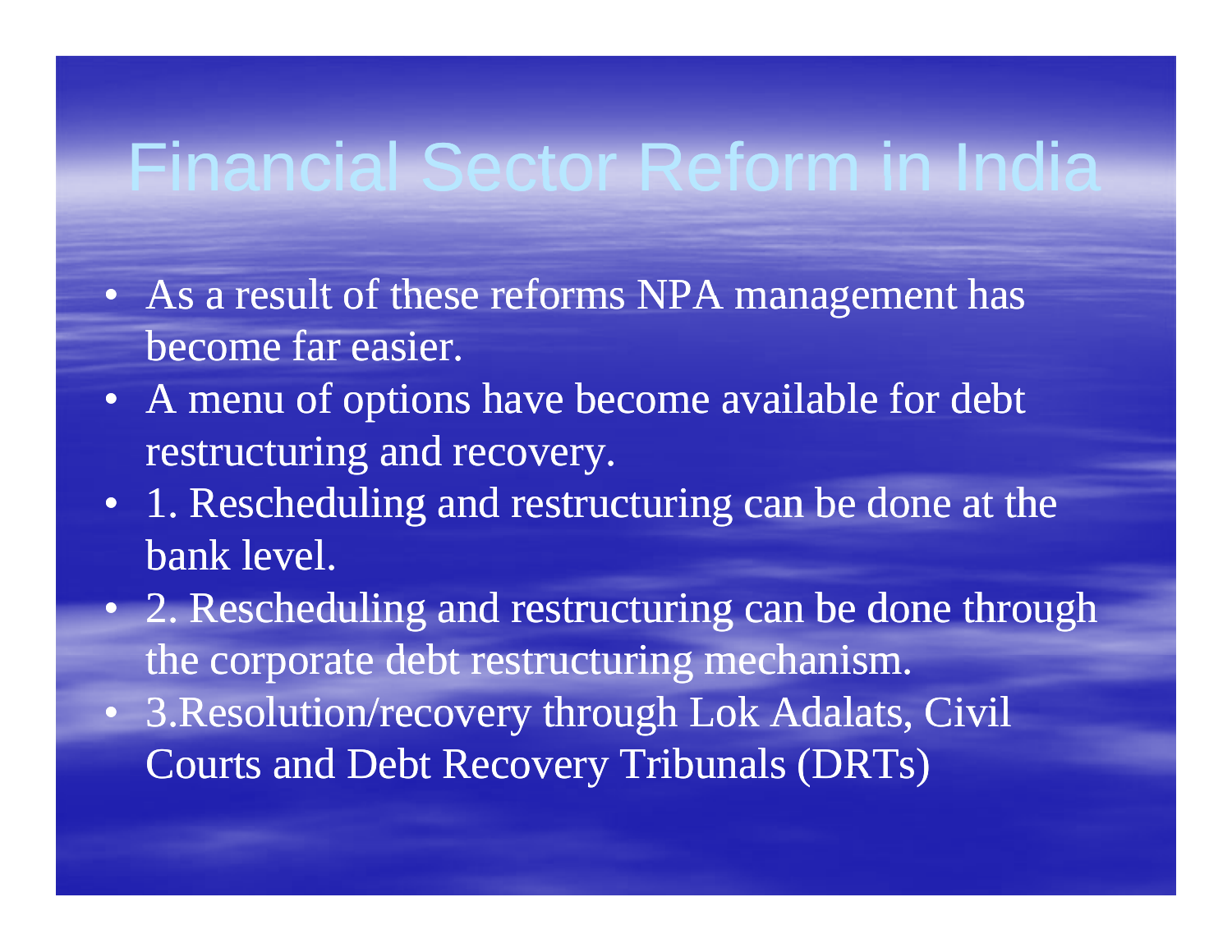# Financial Sector Reform in India

- As a result of these reforms NPA management has become far easier.
- A menu of options have become available for debt restructuring and recovery.
- 1. Rescheduling and restructuring can be done at the bank level.
- 2. Rescheduling and restructuring can be done through the corporate debt restructuring mechanism.
- 3.Resolution/recovery through Lok Adalats, Civil Courts and Debt Recovery Tribunals (DRTs)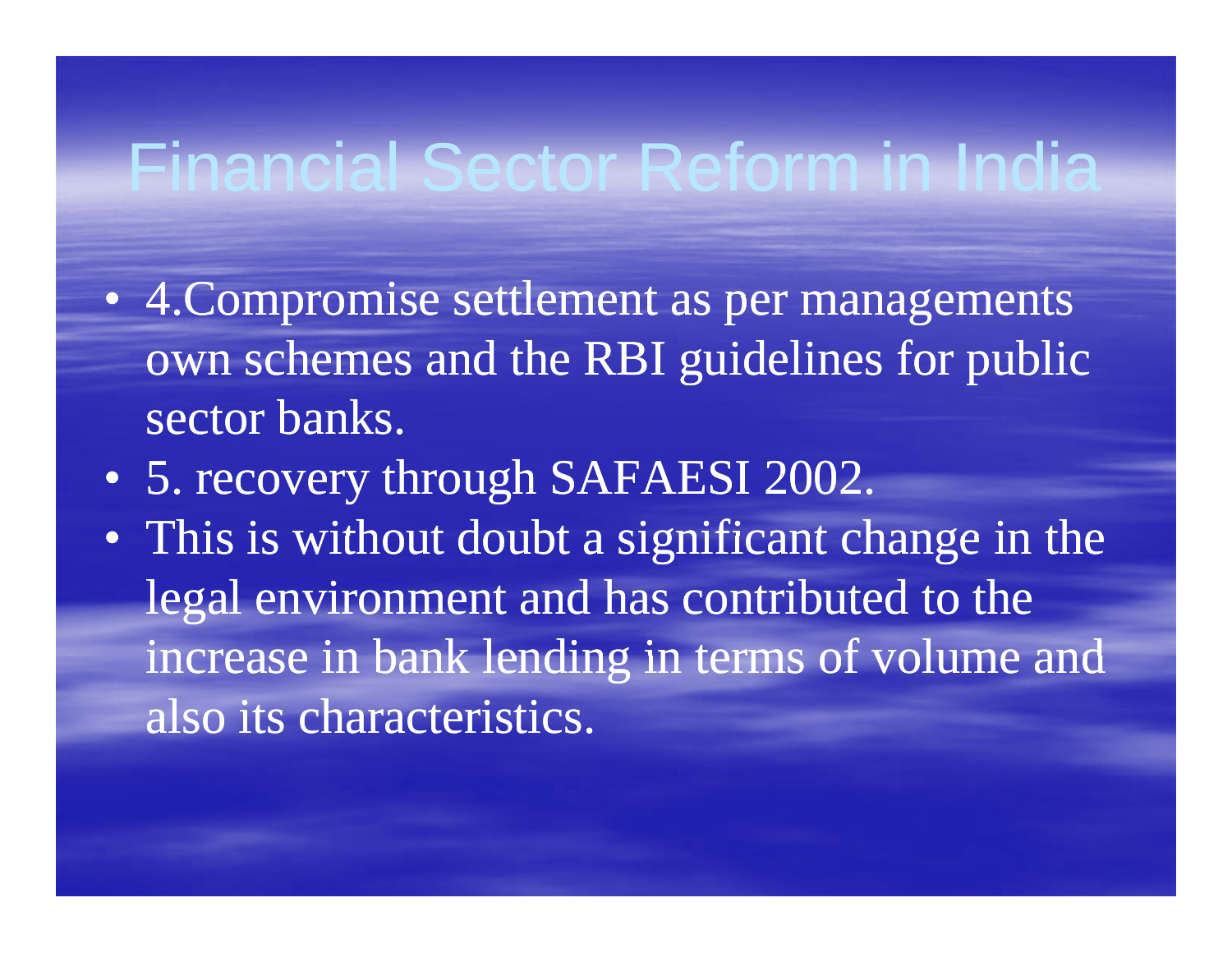# Financial Sector Reform in India

- 4.Compromise settlement as per managements own schemes and the RBI guidelines for public sector banks.
- 5. recovery through SAFAESI 2002.
- This is without doubt a significant change in the legal environment and has contributed to the increase in bank lending in terms of volume and also its characteristics.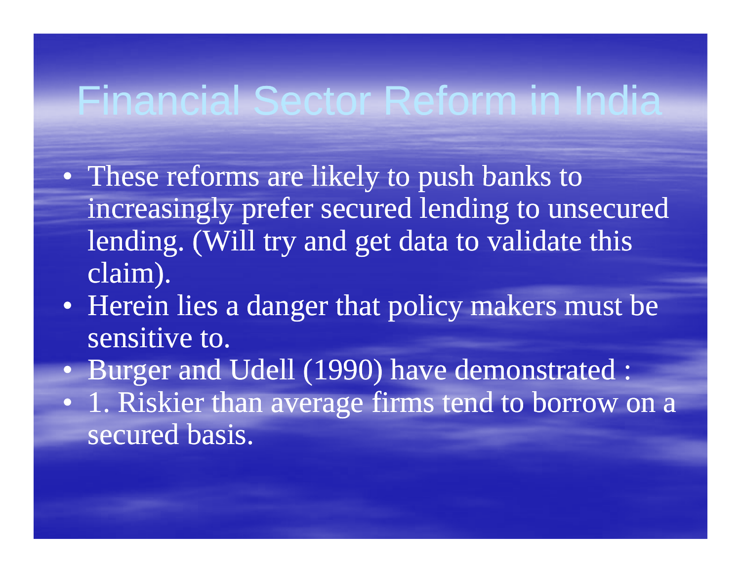# Financial Sector Reform in India

- These reforms are likely to push banks to increasingly prefer secured lending to unsecured lending. (Will try and get data to validate this claim).
- Herein lies a danger that policy makers must be sensitive to.
- Burger and Udell (1990) have demonstrated :
- 1. Riskier than average firms tend to borrow on a secured basis.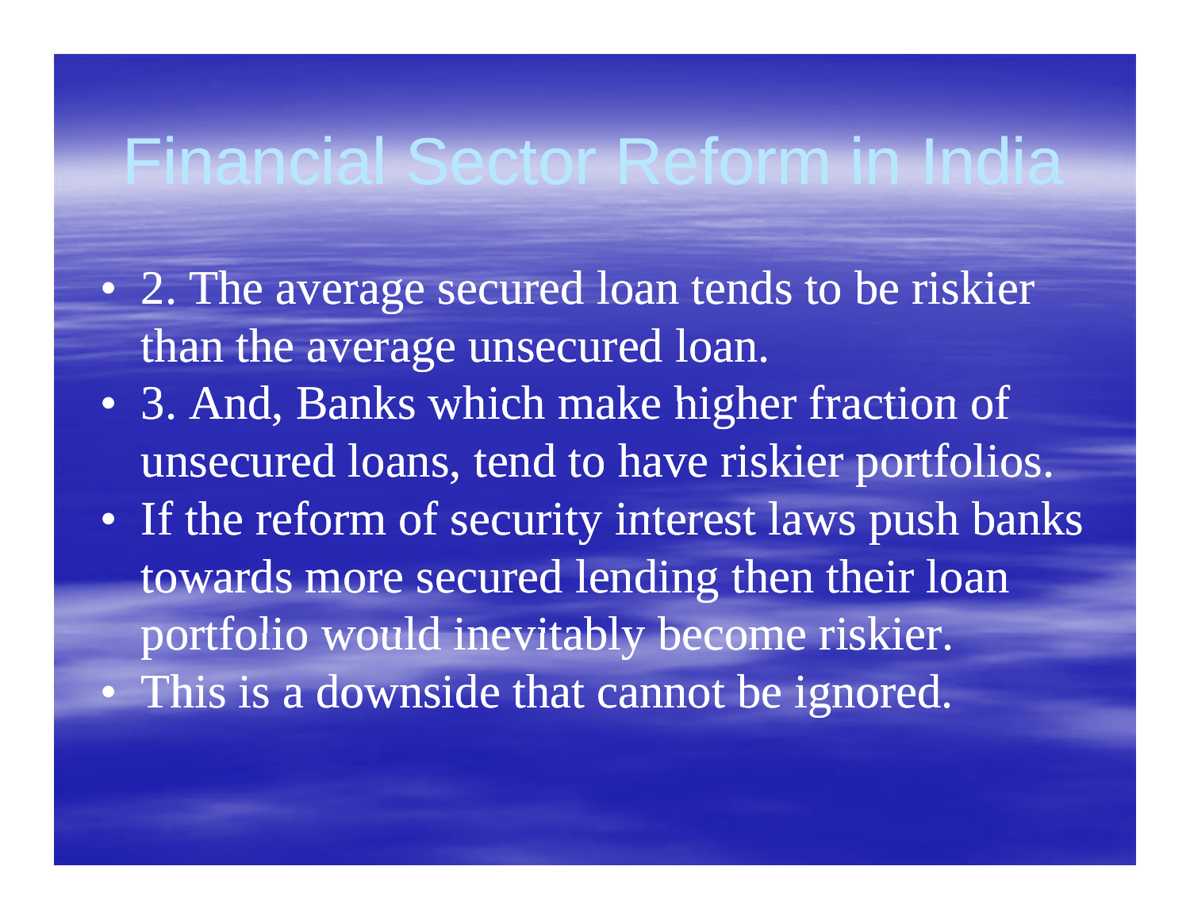# Financial Sector Reform in India

- 2. The average secured loan tends to be riskier than the average unsecured loan.
- 3. And, Banks which make higher fraction of unsecured loans, tend to have riskier portfolios.
- If the reform of security interest laws push banks towards more secured lending then their loan portfolio would inevitably become riskier.
- This is a downside that cannot be ignored.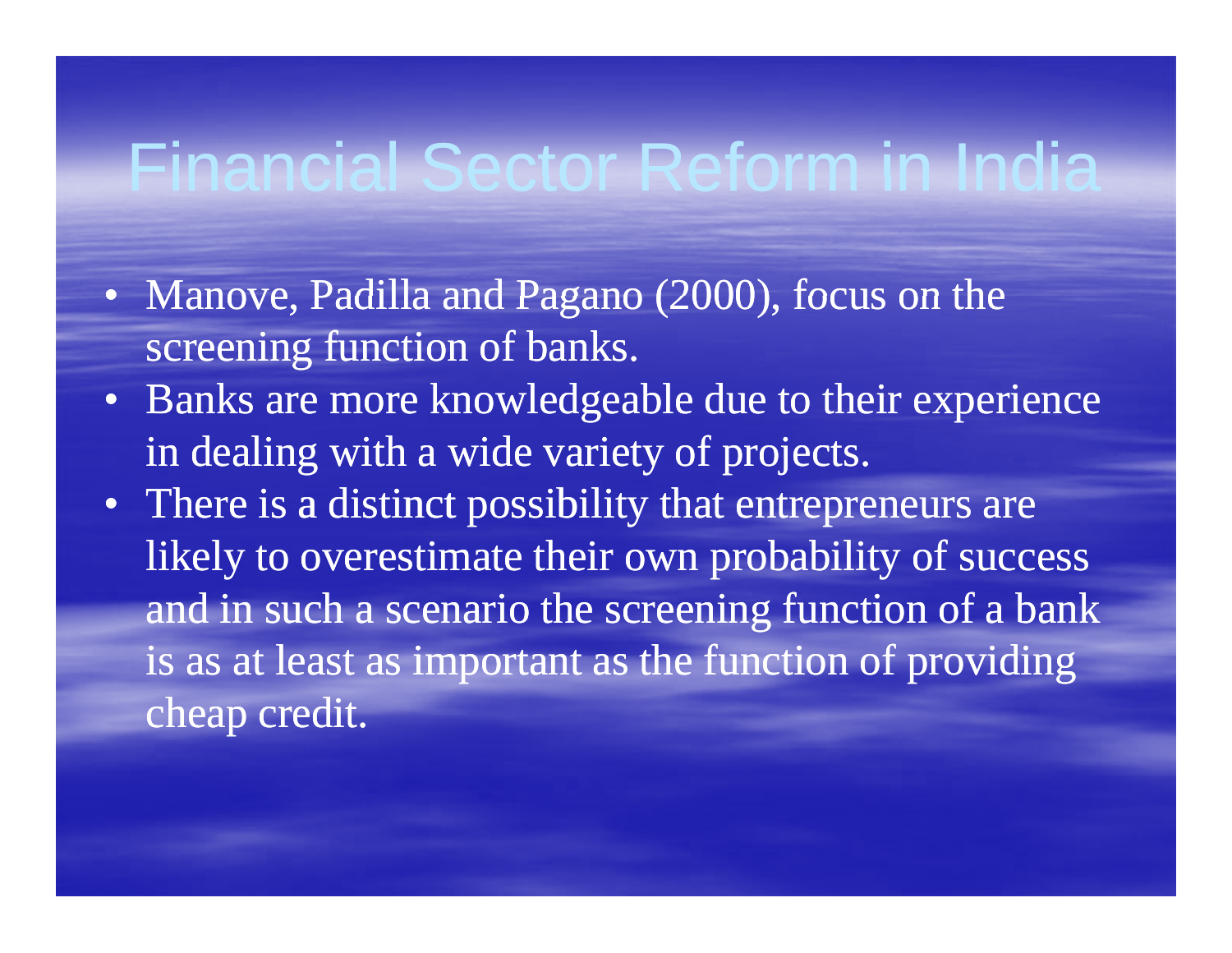# Financial Sector Reform in India

- Manove, Padilla and Pagano (2000), focus on the screening function of banks.
- Banks are more knowledgeable due to their experience in dealing with a wide variety of projects.
- There is a distinct possibility that entrepreneurs are likely to overestimate their own probability of success and in such a scenario the screening function of a bank is as at least as important as the function of providing cheap credit.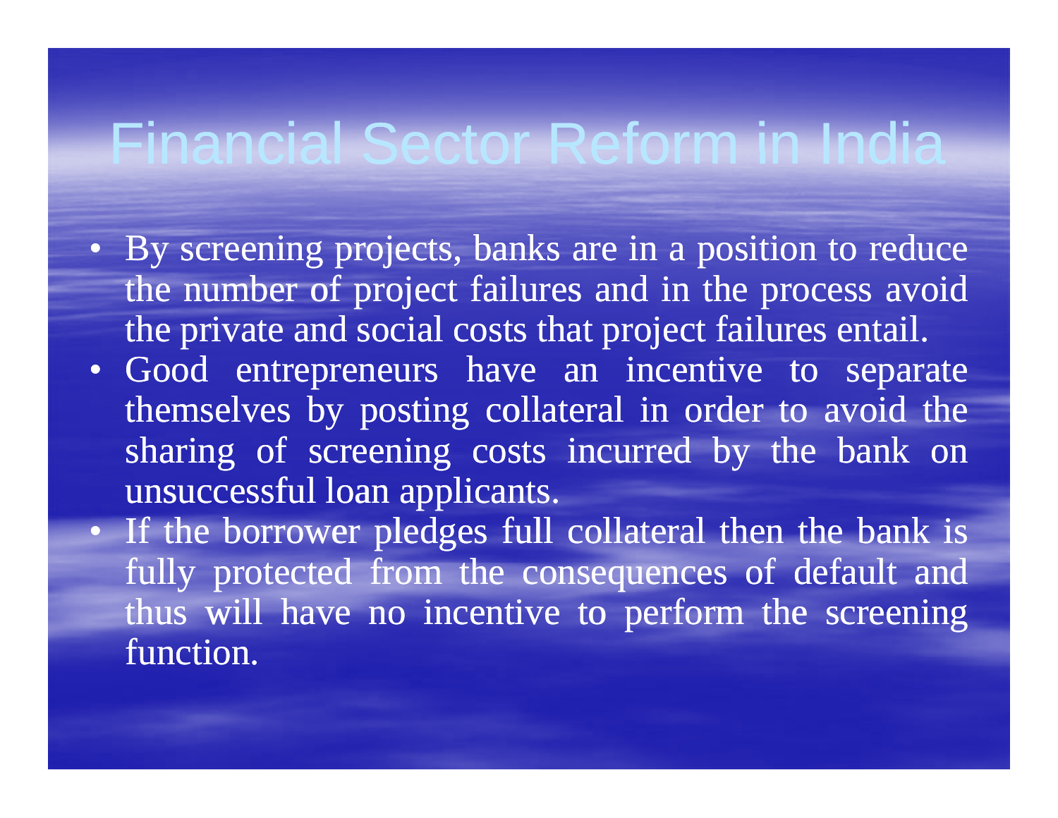# Financial Sector Reform in India

- By screening projects, banks are in a position to reduce the number of project failures and in the process avoid the private and social costs that project failures entail.
- Good entrepreneurs have an incentive to separate themselves by posting collateral in order to avoid the sharing of screening costs incurred by the bank on unsuccessful loan applicants.
- If the borrower pledges full collateral then the bank is fully protected from the consequences of default and thus will have no incentive to perform the screening function.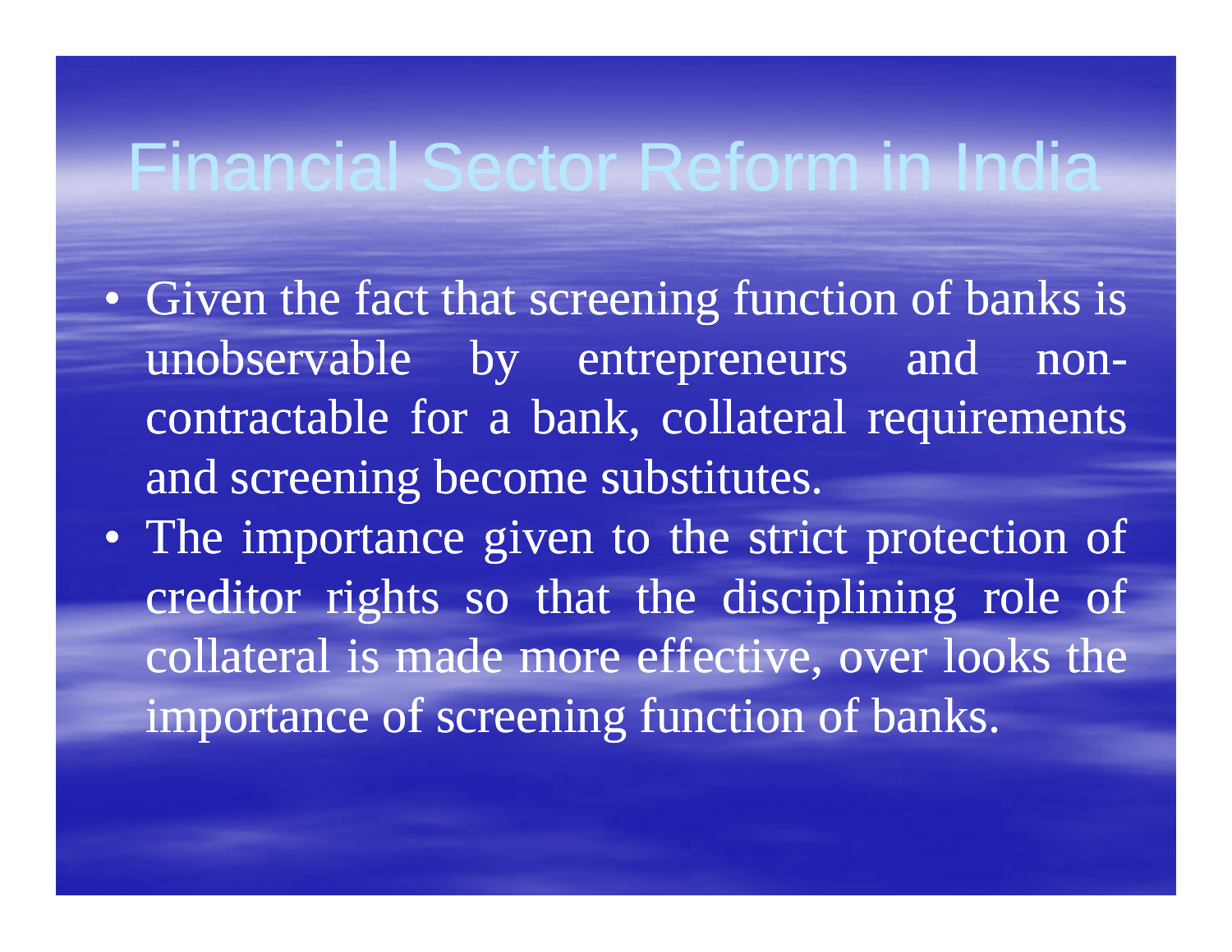# Financial Sector Reform in India

- Given the fact that screening function of banks is unobservable by entrepreneurs and non-contractable for a bank, collateral requirements and screening become substitutes.
- The importance given to the strict protection of creditor rights so that the disciplining role of collateral is made more effective, over looks the importance of screening function of banks.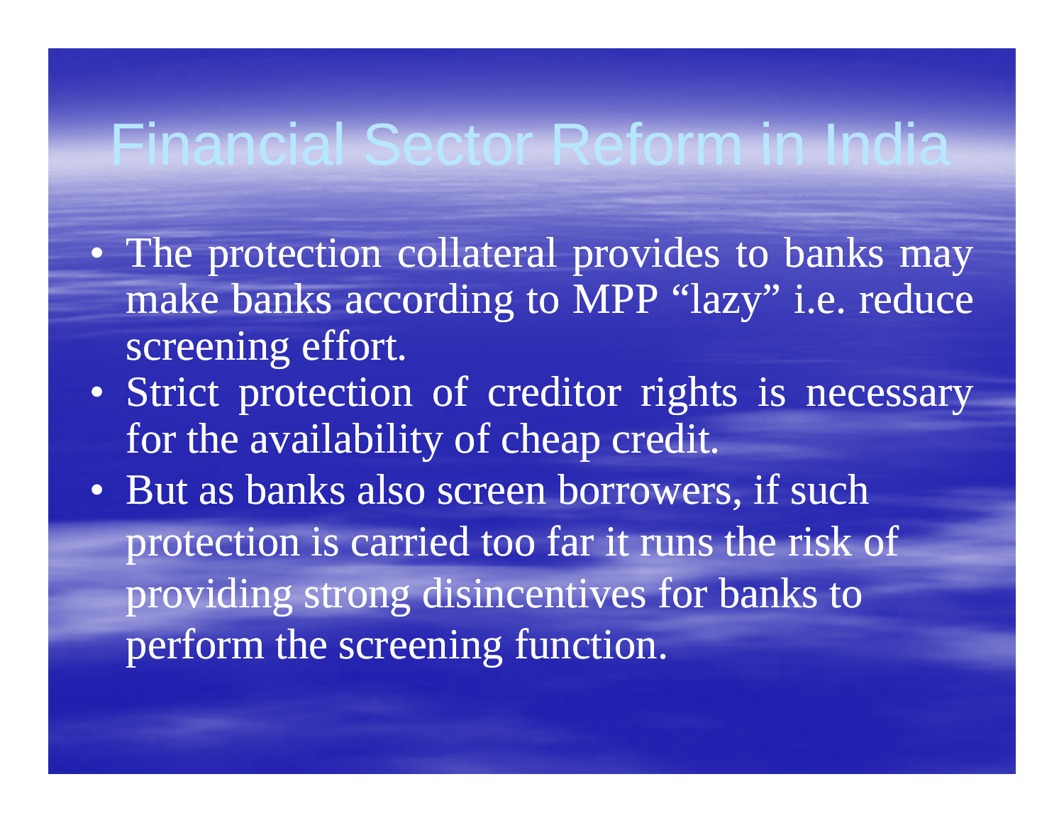# Financial Sector Reform in India

- The protection collateral provides to banks may make banks according to MPP "lazy" i.e. reduce screening effort.
- Strict protection of creditor rights is necessary for the availability of cheap credit.
- But as banks also screen borrowers, if such protection is carried too far it runs the risk of providing strong disincentives for banks to perform the screening function.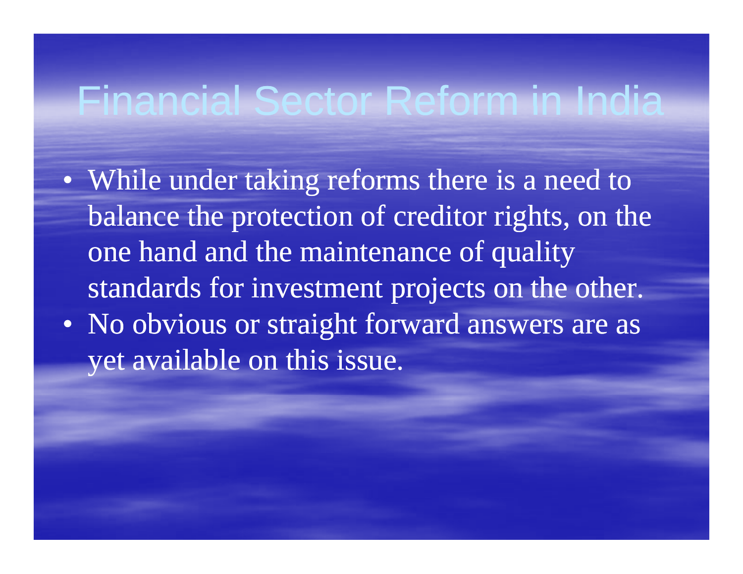# Financial Sector Reform in India

- While under taking reforms there is a need to balance the protection of creditor rights, on the one hand and the maintenance of quality standards for investment projects on the other.
- No obvious or straight forward answers are as yet available on this issue.